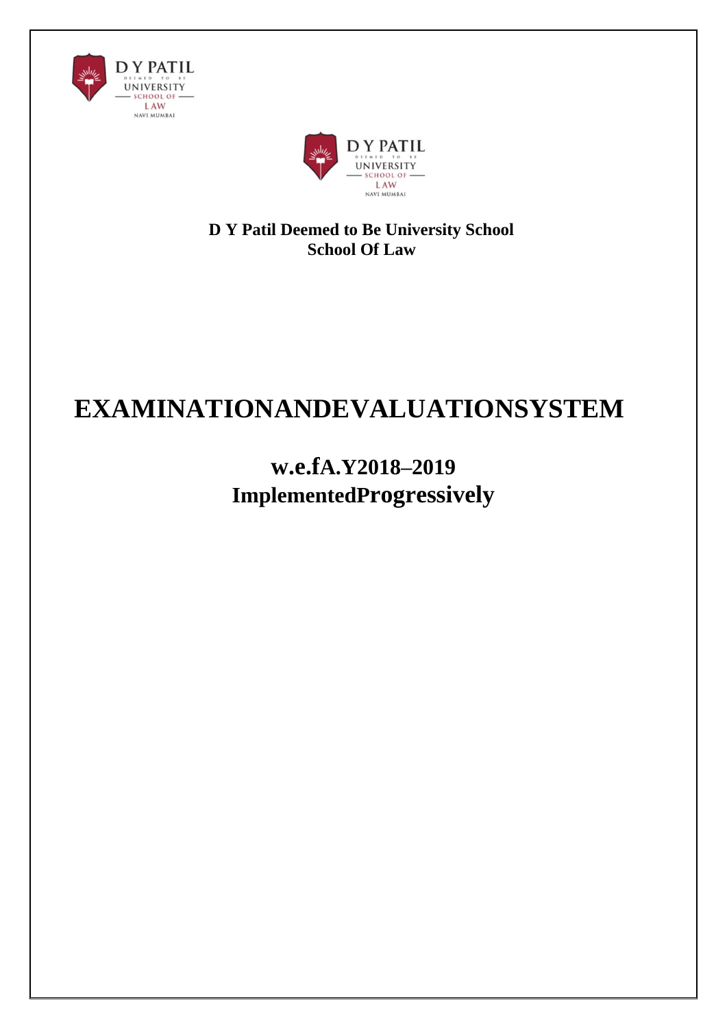**D Y Patil Deemed to Be University School**
**School Of Law**

# EXAMINATIONANDEVALUATIONSYSTEM

## w.e.fA.Y2018–2019
## ImplementedProgressively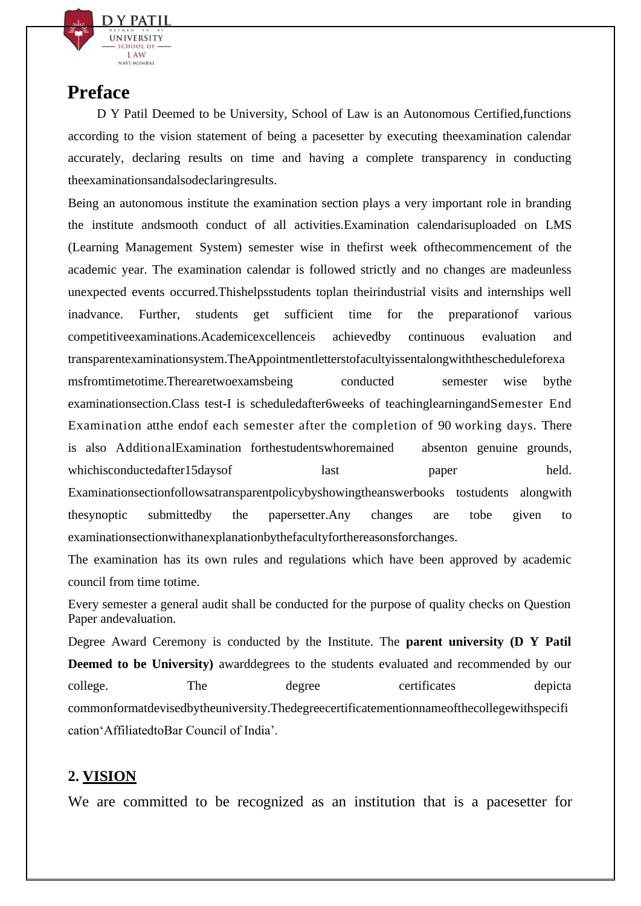# Preface

D Y Patil Deemed to be University, School of Law is an Autonomous Certified,functions according to the vision statement of being a pacesetter by executing theexamination calendar accurately, declaring results on time and having a complete transparency in conducting theexaminationsandalsodeclaringresults.

Being an autonomous institute the examination section plays a very important role in branding the institute andsmooth conduct of all activities.Examination calendarisuploaded on LMS (Learning Management System) semester wise in thefirst week ofthecommencement of the academic year. The examination calendar is followed strictly and no changes are madeunless unexpected events occurred.Thishelpsstudents toplan theirindustrial visits and internships well inadvance. Further, students get sufficient time for the preparationof various competitiveexaminations.Academicexcellenceis achievedby continuous evaluation and transparentexaminationsystem.TheAppointmentlettersofacultyissentalongwiththescheduleforexamsfromtimetotime.Therearetwoexamsbeing conducted semester wise bythe examinationsection.Class test-I is scheduledafter6weeks of teachinglearningandSemester End Examination atthe endof each semester after the completion of 90 working days. There is also AdditionalExamination forthestudentswhoremained absenton genuine grounds, whichisconductedafter15daysof last paper held. Examinationsectionfollowsatransparentpolicybyshowingtheanswerbooks tostudents alongwith thesynoptic submittedby the papersetter.Any changes are tobe given to examinationsectionwithanexplanationbythefacultyforthereasonsforchanges.

The examination has its own rules and regulations which have been approved by academic council from time totime.

Every semester a general audit shall be conducted for the purpose of quality checks on Question Paper andevaluation.

Degree Award Ceremony is conducted by the Institute. The **parent university (D Y Patil Deemed to be University)** awarddegrees to the students evaluated and recommended by our college. The degree certificates depicta commonformatdevisedbytheuniversity.Thedegreecertificatementionnameofthecollegewithspecification'AffiliatedtoBar Council of India'.

## 2. VISION

We are committed to be recognized as an institution that is a pacesetter for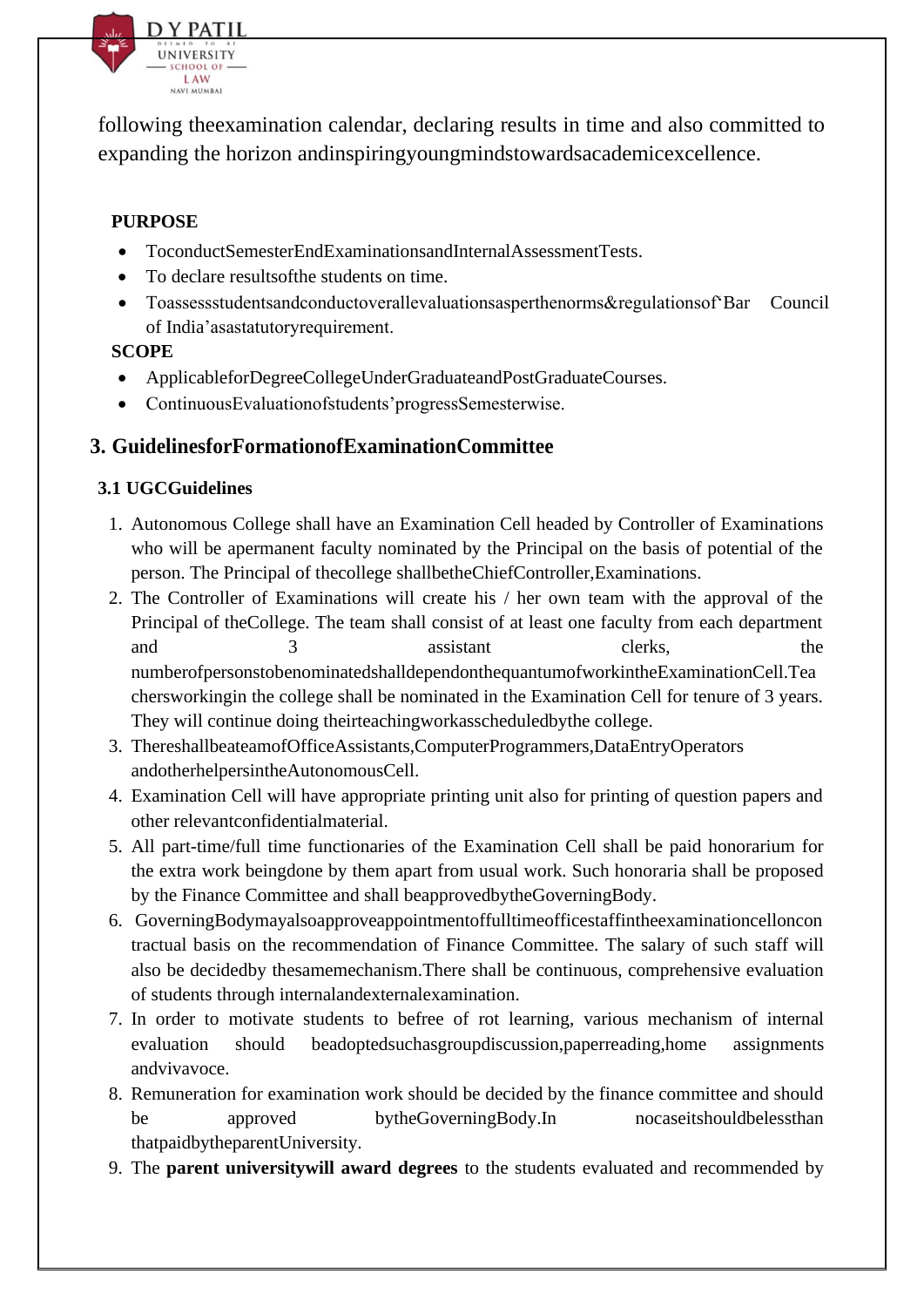following theexamination calendar, declaring results in time and also committed to expanding the horizon andinspiringyoungmindstowardsacademicexcellence.

**PURPOSE**

- ToconductSemesterEndExaminationsandInternalAssessmentTests.
- To declare resultsofthe students on time.
- Toassessstudentsandconductoverallevaluationsasperthenorms&regulationsof'Bar Council of India'asastatutoryrequirement.

**SCOPE**

- ApplicableforDegreeCollegeUnderGraduateandPostGraduateCourses.
- ContinuousEvaluationofstudents'progressSemesterwise.

## 3. GuidelinesforFormationofExaminationCommittee

### 3.1 UGCGuidelines

1. Autonomous College shall have an Examination Cell headed by Controller of Examinations who will be apermanent faculty nominated by the Principal on the basis of potential of the person. The Principal of thecollege shallbetheChiefController,Examinations.
2. The Controller of Examinations will create his / her own team with the approval of the Principal of theCollege. The team shall consist of at least one faculty from each department and 3 assistant clerks, the numberofpersonstobenominatedshalldependonthequantumofworkintheExaminationCell.Teachersworkingin the college shall be nominated in the Examination Cell for tenure of 3 years. They will continue doing theirteachingworkasscheduledbythe college.
3. ThereshallbeateamofOfficeAssistants,ComputerProgrammers,DataEntryOperators andotherhelpersintheAutonomousCell.
4. Examination Cell will have appropriate printing unit also for printing of question papers and other relevantconfidentialmaterial.
5. All part-time/full time functionaries of the Examination Cell shall be paid honorarium for the extra work beingdone by them apart from usual work. Such honoraria shall be proposed by the Finance Committee and shall beapprovedbytheGoverningBody.
6. GoverningBodymayalsoapproveappointmentoffulltimeofficestaffintheexaminationcelloncontractual basis on the recommendation of Finance Committee. The salary of such staff will also be decidedby thesamemechanism.There shall be continuous, comprehensive evaluation of students through internalandexternalexamination.
7. In order to motivate students to befree of rot learning, various mechanism of internal evaluation should beadoptedsuchasgroupdiscussion,paperreading,home assignments andvivavoce.
8. Remuneration for examination work should be decided by the finance committee and should be approved bytheGoverningBody.In nocaseitshouldbelessthan thatpaidbytheparentUniversity.
9. The **parent universitywill award degrees** to the students evaluated and recommended by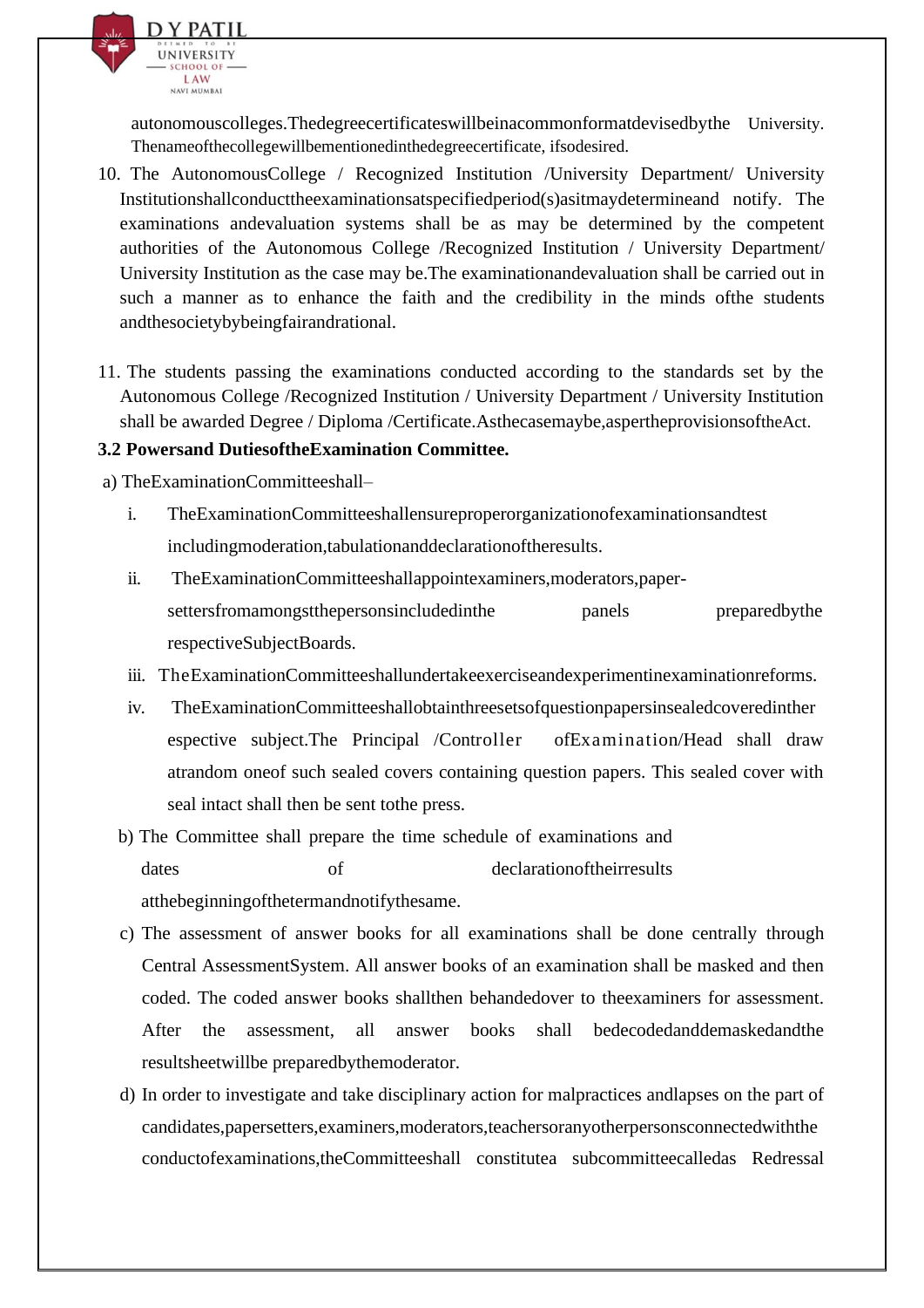autonomouscolleges.Thedegreecertificateswillbeinacommonformatdevisedbythe University. Thenameofthecollegewillbementionedinthedegreecertificate, ifsodesired.

10. The AutonomousCollege / Recognized Institution /University Department/ University Institutionshallconducttheexaminationsatspecifiedperiod(s)asitmaydetermineand notify. The examinations andevaluation systems shall be as may be determined by the competent authorities of the Autonomous College /Recognized Institution / University Department/ University Institution as the case may be.The examinationandevaluation shall be carried out in such a manner as to enhance the faith and the credibility in the minds ofthe students andthesocietybybeingfairandrational.

11. The students passing the examinations conducted according to the standards set by the Autonomous College /Recognized Institution / University Department / University Institution shall be awarded Degree / Diploma /Certificate.Asthecasemaybe,aspertheprovisionsoftheAct.

**3.2 Powersand DutiesoftheExamination Committee.**

a) TheExaminationCommitteeshall–

i. TheExaminationCommitteeshallensureproperorganizationofexaminationsandtest includingmoderation,tabulationanddeclarationoftheresults.

ii. TheExaminationCommitteeshallappointexaminers,moderators,paper-settersfromamongstthepersonsincludedinthe panels preparedbythe respectiveSubjectBoards.

iii. TheExaminationCommitteeshallundertakeexerciseandexperimentinexaminationreforms.

iv. TheExaminationCommitteeshallobtainthreesetsofquestionpapersinsealedcoveredintherespective subject.The Principal /Controller ofExamination/Head shall draw atrandom oneof such sealed covers containing question papers. This sealed cover with seal intact shall then be sent tothe press.

b) The Committee shall prepare the time schedule of examinations and dates of declarationoftheirresults atthebeginningofthetermandnotifythesame.

c) The assessment of answer books for all examinations shall be done centrally through Central AssessmentSystem. All answer books of an examination shall be masked and then coded. The coded answer books shallthen behandedover to theexaminers for assessment. After the assessment, all answer books shall bedecodedanddemaskedandthe resultsheetwillbe preparedbythemoderator.

d) In order to investigate and take disciplinary action for malpractices andlapses on the part of candidates,papersetters,examiners,moderators,teachersoranyotherpersonsconnectedwiththe conductofexaminations,theCommitteeshall constitutea subcommitteecalledas Redressal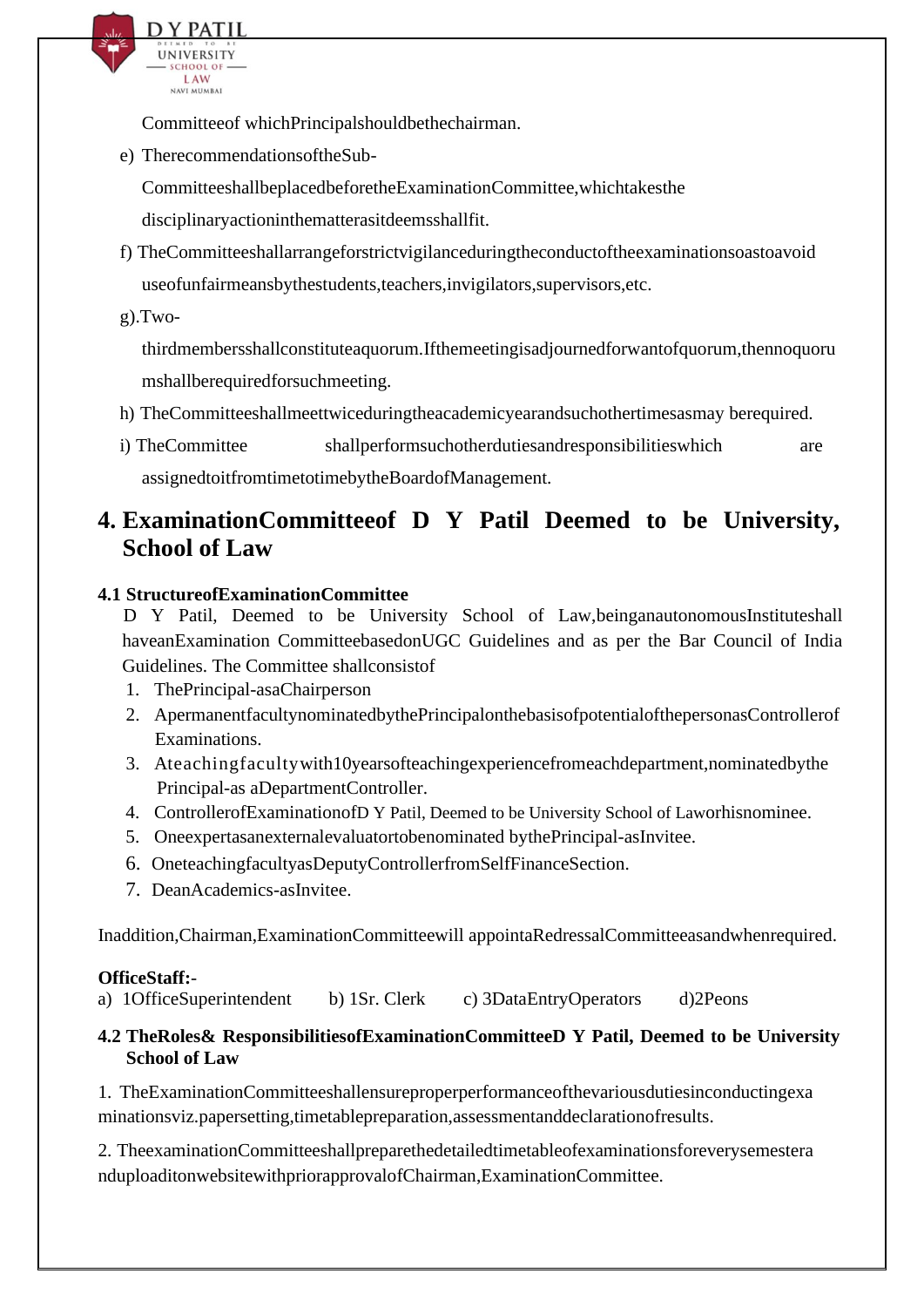Committeeof whichPrincipalshouldbethechairman.

e) TherecommendationsoftheSub-CommitteeshallbeplacedbeforetheExaminationCommittee,whichtakesthe disciplinaryactioninthematterasitdeemsshallfit.

f) TheCommitteeshallarrangeforstrictvigilanceduringtheconductoftheexaminationsoastoavoid useofunfairmeansbythestudents,teachers,invigilators,supervisors,etc.

g).Two-thirdmembersshallconstituteaquorum.Ifthemeetingisadjournedforwantofquorum,thennoquorumshallberequiredforsuchmeeting.

h) TheCommitteeshallmeettwiceduringtheacademicyearandsuchothertimesasmay berequired.

i) TheCommittee shallperformsuchotherdutiesandresponsibilitieswhich are assignedtoitfromtimetotimebytheBoardofManagement.

## 4. ExaminationCommitteeof D Y Patil Deemed to be University, School of Law

### 4.1 StructureofExaminationCommittee

D Y Patil, Deemed to be University School of Law,beinganautonomousInstituteshall haveanExamination CommitteebasedonUGC Guidelines and as per the Bar Council of India Guidelines. The Committee shallconsistof

1. ThePrincipal-asaChairperson
2. ApermanentfacultynominatedbythePrincipalonthebasisofpotentialofthepersonasControllerof Examinations.
3. Ateachingfacultywith10yearsofteachingexperiencefromeachdepartment,nominatedbythe Principal-as aDepartmentController.
4. ControllerofExaminationofD Y Patil, Deemed to be University School of Laworhisnominee.
5. Oneexpertasanexternalevaluatortobenominated bythePrincipal-asInvitee.
6. OneteachingfacultyasDeputyControllerfromSelfFinanceSection.
7. DeanAcademics-asInvitee.

Inaddition,Chairman,ExaminationCommitteewill appointaRedressalCommitteeasandwhenrequired.

**OfficeStaff:-**

a) 1OfficeSuperintendent b) 1Sr. Clerk c) 3DataEntryOperators d)2Peons

### 4.2 TheRoles& ResponsibilitiesofExaminationCommitteeD Y Patil, Deemed to be University School of Law

1. TheExaminationCommitteeshallensureproperperformanceofthevariousdutiesinconductingexaminationsviz.papersetting,timetablepreparation,assessmentanddeclarationofresults.

2. TheexaminationCommitteeshallpreparethedetailedtimetableofexaminationsforeverysemesteranduploaditonwebsitewithpriorapprovalofChairman,ExaminationCommittee.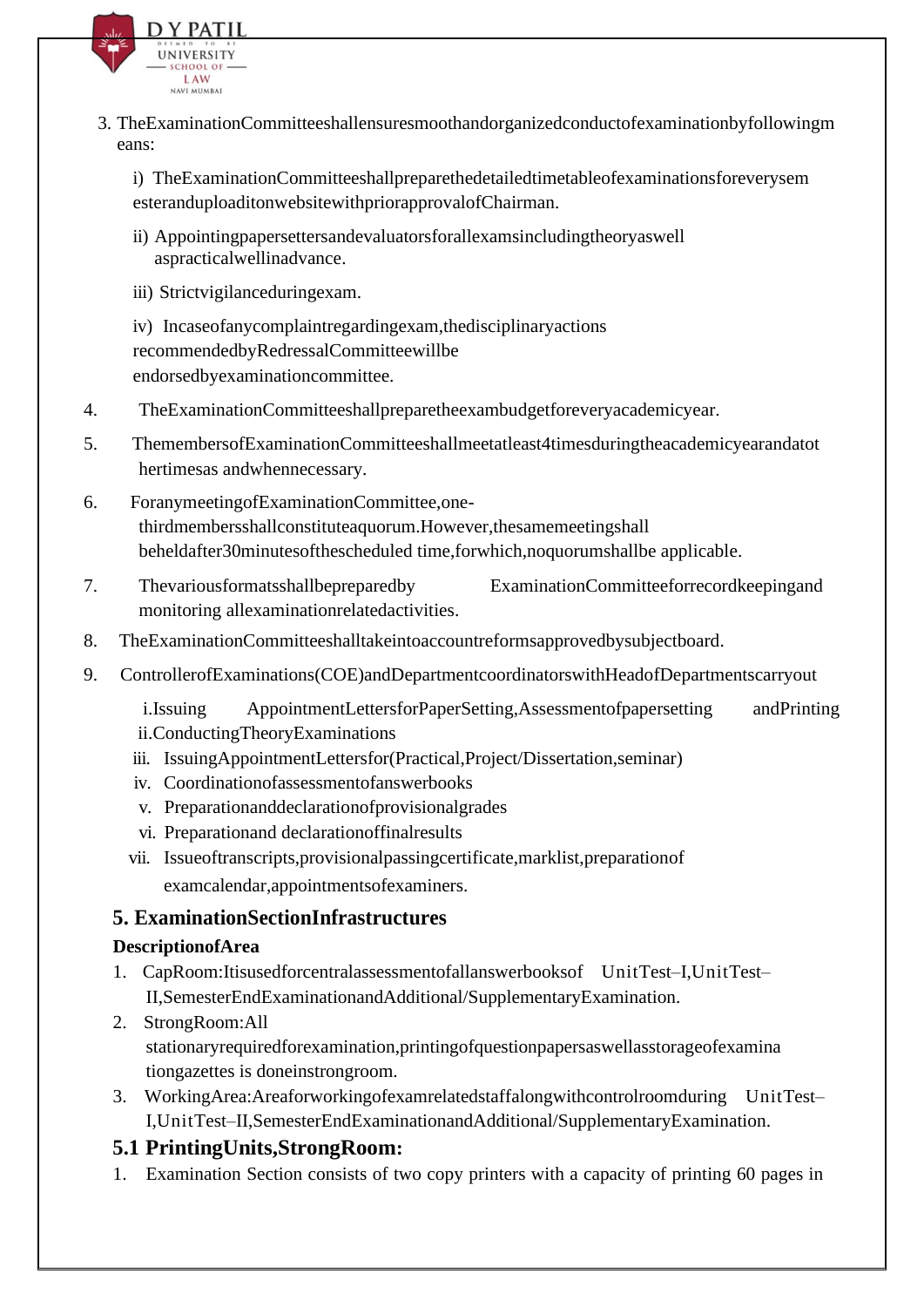3. TheExaminationCommitteeshallensuresmoothandorganizedconductofexaminationbyfollowingmeans:

   i) TheExaminationCommitteeshallpreparethedetailedtimetableofexaminationsforeverysemesteranduploaditonwebsitewithpriorapprovalofChairman.

   ii) Appointingpapersettersandevaluatorsforallexamsincludingtheoryaswell aspracticalwellinadvance.

   iii) Strictvigilanceduringexam.

   iv) Incaseofanycomplaintregardingexam,thedisciplinaryactions recommendedbyRedressalCommitteewillbe endorsedbyexaminationcommittee.

4. TheExaminationCommitteeshallpreparetheexambudgetforeveryacademicyear.

5. ThemembersofExaminationCommitteeshallmeetatleast4timesduringtheacademicyearandatothertimesas andwhennecessary.

6. ForanymeetingofExaminationCommittee,one-thirdmembersshallconstituteaquorum.However,thesamemeetingshall beheldafter30minutesofthescheduled time,forwhich,noquorumshallbe applicable.

7. Thevariousformatsshallbepreparedby ExaminationCommitteeforrecordkeepingand monitoring allexaminationrelatedactivities.

8. TheExaminationCommitteeshalltakeintoaccountreformsapprovedbysubjectboard.

9. ControllerofExaminations(COE)andDepartmentcoordinatorswithHeadofDepartmentscarryout

   i. Issuing AppointmentLettersforPaperSetting,Assessmentofpapersetting andPrinting
   ii. ConductingTheoryExaminations
   iii. IssuingAppointmentLettersfor(Practical,Project/Dissertation,seminar)
   iv. Coordinationofassessmentofanswerbooks
   v. Preparationanddeclarationofprovisionalgrades
   vi. Preparationand declarationoffinalresults
   vii. Issueoftranscripts,provisionalpassingcertificate,marklist,preparationof examcalendar,appointmentsofexaminers.

## 5. ExaminationSectionInfrastructures

**DescriptionofArea**

1. CapRoom:Itisusedforcentralassessmentofallanswerbooksof UnitTest–I,UnitTest–II,SemesterEndExaminationandAdditional/SupplementaryExamination.
2. StrongRoom:All stationaryrequiredforexamination,printingofquestionpapersaswellasstorageofexaminationgazettes is doneinstrongroom.
3. WorkingArea:Areaforworkingofexamrelatedstaffalongwithcontrolroomduring UnitTest–I,UnitTest–II,SemesterEndExaminationandAdditional/SupplementaryExamination.

## 5.1 PrintingUnits,StrongRoom:

1. Examination Section consists of two copy printers with a capacity of printing 60 pages in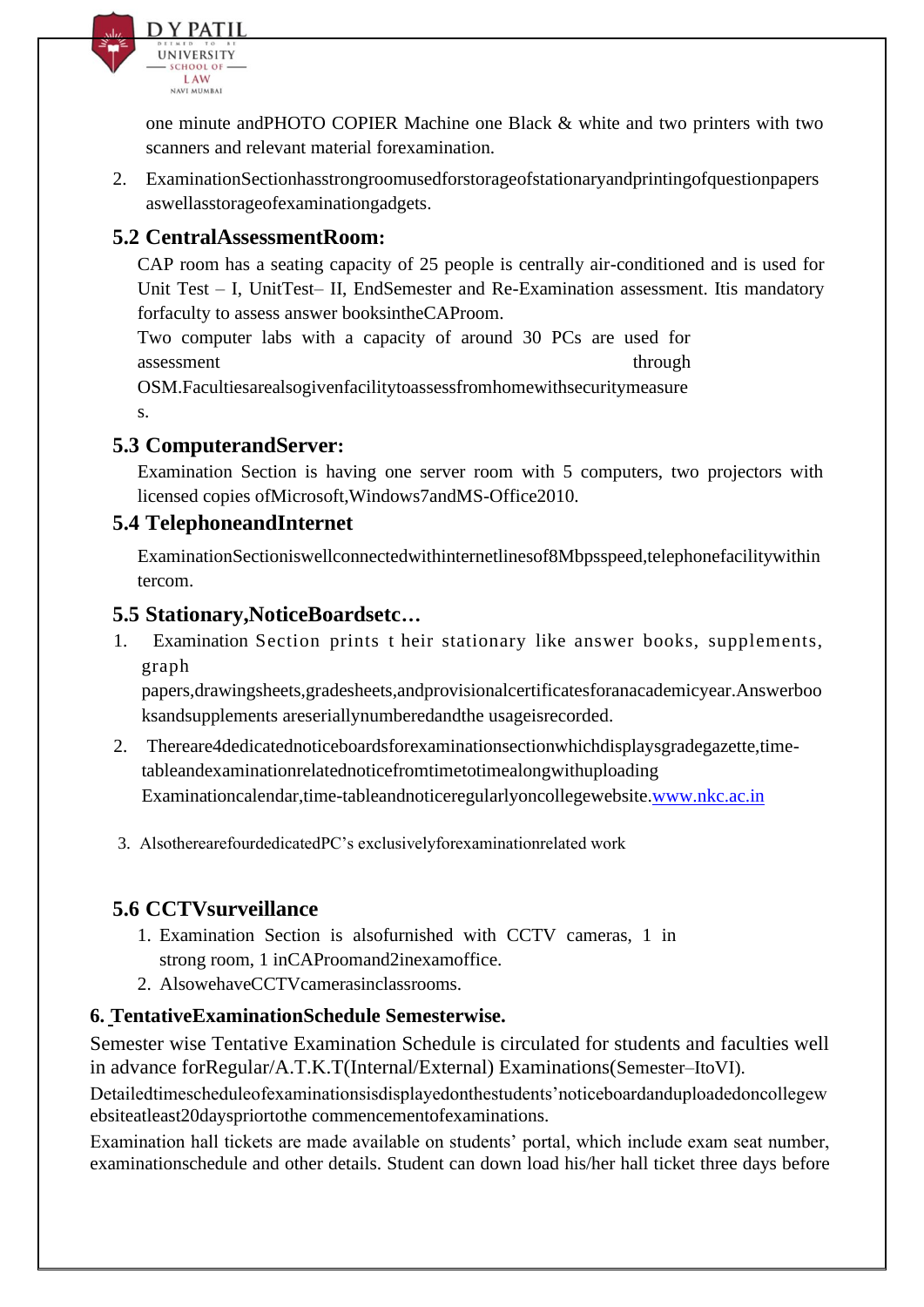one minute andPHOTO COPIER Machine one Black & white and two printers with two scanners and relevant material forexamination.

2. ExaminationSectionhasstrongroomusedforstorageofstationaryandprintingofquestionpapers aswellasstorageofexaminationgadgets.

### 5.2 CentralAssessmentRoom:

CAP room has a seating capacity of 25 people is centrally air-conditioned and is used for Unit Test – I, UnitTest– II, EndSemester and Re-Examination assessment. Itis mandatory forfaculty to assess answer booksintheCAProom.

Two computer labs with a capacity of around 30 PCs are used for assessment through OSM.Facultiesarealsogivenfacilitytoassessfromhomewithsecuritymeasures.

### 5.3 ComputerandServer:

Examination Section is having one server room with 5 computers, two projectors with licensed copies ofMicrosoft,Windows7andMS-Office2010.

### 5.4 TelephoneandInternet

ExaminationSectioniswellconnectedwithinternetlinesof8Mbpsspeed,telephonefacilitywithintercom.

### 5.5 Stationary,NoticeBoardsetc…

1. Examination Section prints t heir stationary like answer books, supplements, graph papers,drawingsheets,gradesheets,andprovisionalcertificatesforanacademicyear.Answerbooksandsupplements areseriallynumberedandthe usageisrecorded.
2. Thereare4dedicatednoticeboardsforexaminationsectionwhichdisplaysgradegazette,time-tableandexaminationrelatednoticefromtimetotimealongwithuploading Examinationcalendar,time-tableandnoticeregularlyoncollegewebsite.www.nkc.ac.in
3. AlsotherearefourdedicatedPC's exclusivelyforexaminationrelated work

### 5.6 CCTVsurveillance

1. Examination Section is alsofurnished with CCTV cameras, 1 in strong room, 1 inCAProomand2inexamoffice.
2. AlsowehaveCCTVcamerasinclassrooms.

## 6. TentativeExaminationSchedule Semesterwise.

Semester wise Tentative Examination Schedule is circulated for students and faculties well in advance forRegular/A.T.K.T(Internal/External) Examinations(Semester–ItoVI).

Detailedtimescheduleofexaminationsisdisplayedonthestudents'noticeboardanduploadedoncollegewebsiteatleast20dayspriortothe commencementofexaminations.

Examination hall tickets are made available on students' portal, which include exam seat number, examinationschedule and other details. Student can down load his/her hall ticket three days before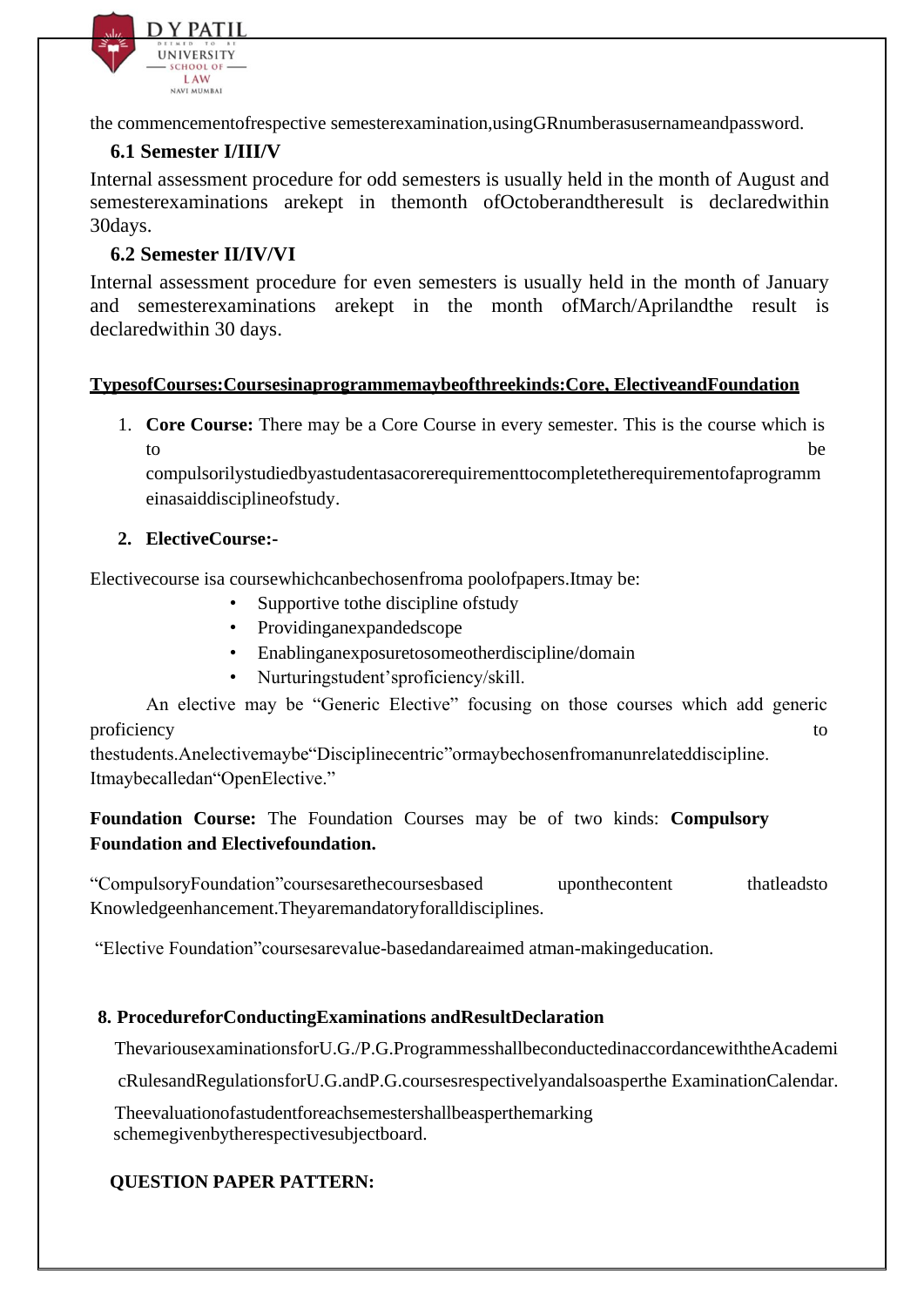the commencementofrespective semesterexamination,usingGRnumberasusernameandpassword.

### 6.1 Semester I/III/V

Internal assessment procedure for odd semesters is usually held in the month of August and semesterexaminations arekept in themonth ofOctoberandtheresult is declaredwithin 30days.

### 6.2 Semester II/IV/VI

Internal assessment procedure for even semesters is usually held in the month of January and semesterexaminations arekept in the month ofMarch/Aprilandthe result is declaredwithin 30 days.

**TypesofCourses:Coursesinaprogrammemaybeofthreekinds:Core, ElectiveandFoundation**

1. **Core Course:** There may be a Core Course in every semester. This is the course which is to be compulsorilystudiedbyastudentasacorerequirementtocompletetherequirementofaprogrammeinasaiddisciplineofstudy.

2. **ElectiveCourse:-**

Electivecourse isa coursewhichcanbechosenfroma poolofpapers.Itmay be:

- Supportive tothe discipline ofstudy
- Providinganexpandedscope
- Enablinganexposuretosomeotherdiscipline/domain
- Nurturingstudent'sproficiency/skill.

An elective may be "Generic Elective" focusing on those courses which add generic proficiency to thestudents.Anelectivemaybe"Disciplinecentric"ormaybechosenfromanunrelateddiscipline. Itmaybecalledan"OpenElective."

**Foundation Course:** The Foundation Courses may be of two kinds: **Compulsory Foundation and Electivefoundation.**

"CompulsoryFoundation"coursesarethecoursesbased uponthecontent thatleadsto Knowledgeenhancement.Theyaremandatoryforalldisciplines.

"Elective Foundation"coursesarevalue-basedandareaimed atman-makingeducation.

### 8. ProcedureforConductingExaminations andResultDeclaration

ThevariousexaminationsforU.G./P.G.ProgrammesshallbeconductedinaccordancewiththeAcademicRulesandRegulationsforU.G.andP.G.coursesrespectivelyandalsoasperthe ExaminationCalendar.

Theevaluationofastudentforeachsemestershallbeasperthemarking schemegivenbytherespectivesubjectboard.

**QUESTION PAPER PATTERN:**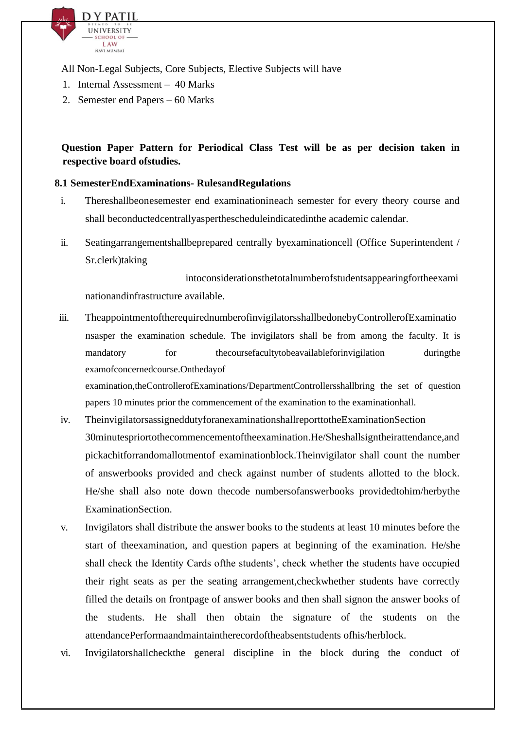All Non-Legal Subjects, Core Subjects, Elective Subjects will have

1. Internal Assessment – 40 Marks
2. Semester end Papers – 60 Marks

**Question Paper Pattern for Periodical Class Test will be as per decision taken in respective board ofstudies.**

### 8.1 SemesterEndExaminations- RulesandRegulations

i. Thereshallbeonesemester end examinationineach semester for every theory course and shall beconductedcentrallyasperthescheduleindicatedinthe academic calendar.

ii. Seatingarrangementshallbeprepared centrally byexaminationcell (Office Superintendent / Sr.clerk)taking intoconsiderationsthetotalnumberofstudentsappearingfortheexaminationandinfrastructure available.

iii. TheappointmentoftherequirednumberofinvigilatorsshallbedonebyControllerofExaminationsasper the examination schedule. The invigilators shall be from among the faculty. It is mandatory for thecoursefacultytobeavailableforinvigilation duringthe examofconcernedcourse.Onthedayof examination,theControllerofExaminations/DepartmentControllersshallbring the set of question papers 10 minutes prior the commencement of the examination to the examinationhall.

iv. TheinvigilatorsassigneddutyforanexaminationshallreporttotheExaminationSection 30minutespriortothecommencementoftheexamination.He/Sheshallsigntheirattendance,and pickachitforrandomallotmentof examinationblock.Theinvigilator shall count the number of answerbooks provided and check against number of students allotted to the block. He/she shall also note down thecode numbersofanswerbooks providedtohim/herbythe ExaminationSection.

v. Invigilators shall distribute the answer books to the students at least 10 minutes before the start of theexamination, and question papers at beginning of the examination. He/she shall check the Identity Cards ofthe students', check whether the students have occupied their right seats as per the seating arrangement,checkwhether students have correctly filled the details on frontpage of answer books and then shall signon the answer books of the students. He shall then obtain the signature of the students on the attendancePerformaandmaintaintherecordoftheabsentstudents ofhis/herblock.

vi. Invigilatorshallcheckthe general discipline in the block during the conduct of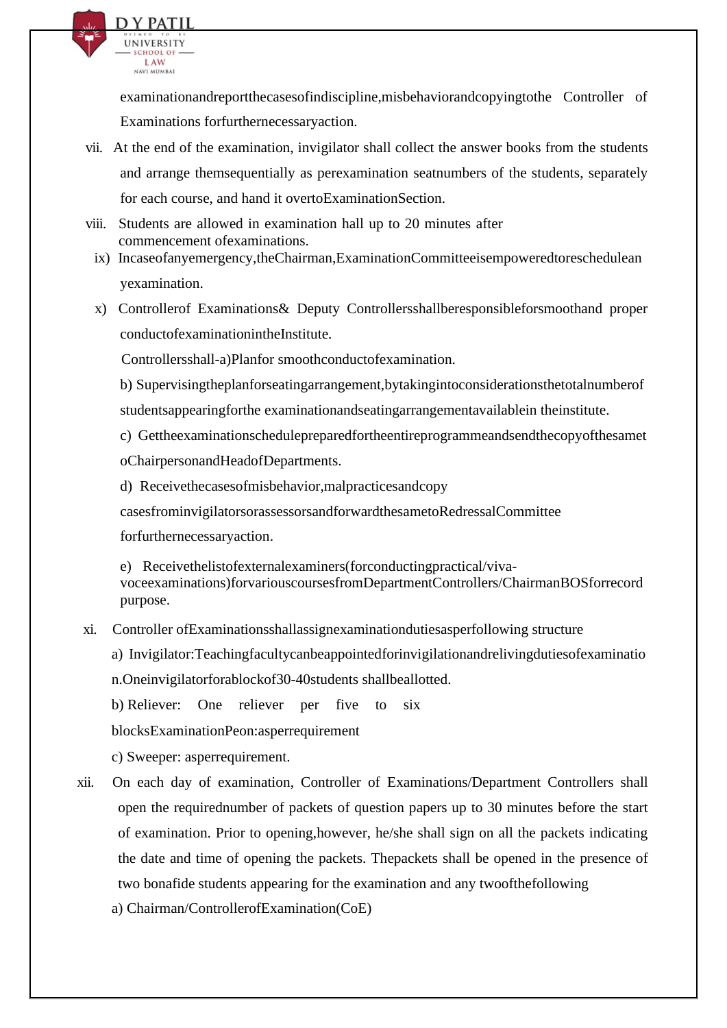examinationandreportthecasesofindiscipline,misbehaviorandcopyingtothe Controller of Examinations forfurthernecessaryaction.

vii. At the end of the examination, invigilator shall collect the answer books from the students and arrange themsequentially as perexamination seatnumbers of the students, separately for each course, and hand it overtoExaminationSection.

viii. Students are allowed in examination hall up to 20 minutes after commencement ofexaminations.

ix) Incaseofanyemergency,theChairman,ExaminationCommitteeisempoweredtoreschedulean yexamination.

x) Controllerof Examinations& Deputy Controllersshallberesponsibleforsmoothand proper conductofexaminationintheInstitute.

Controllersshall-a)Planfor smoothconductofexamination.

b) Supervisingtheplanforseatingarrangement,bytakingintoconsiderationsthetotalnumberof studentsappearingforthe examinationandseatingarrangementavailablein theinstitute.

c) Gettheexaminationschedulepreparedfortheentireprogrammeandsendthecopyofthesamet oChairpersonandHeadofDepartments.

d) Receivethecasesofmisbehavior,malpracticesandcopy casesfrominvigilatorsorassessorsandforwardthesametoRedressalCommittee forfurthernecessaryaction.

e) Receivethelistofexternalexaminers(forconductingpractical/viva-voceexaminations)forvariouscoursesfromDepartmentControllers/ChairmanBOSforrecord purpose.

xi. Controller ofExaminationsshallassignexaminationdutiesasperfollowing structure

a) Invigilator:Teachingfacultycanbeappointedforinvigilationandrelivingdutiesofexaminatio n.Oneinvigilatorforablockof30-40students shallbeallotted.

b) Reliever: One reliever per five to six blocksExaminationPeon:asperrequirement

c) Sweeper: asperrequirement.

xii. On each day of examination, Controller of Examinations/Department Controllers shall open the requirednumber of packets of question papers up to 30 minutes before the start of examination. Prior to opening,however, he/she shall sign on all the packets indicating the date and time of opening the packets. Thepackets shall be opened in the presence of two bonafide students appearing for the examination and any twoofthefollowing

a) Chairman/ControllerofExamination(CoE)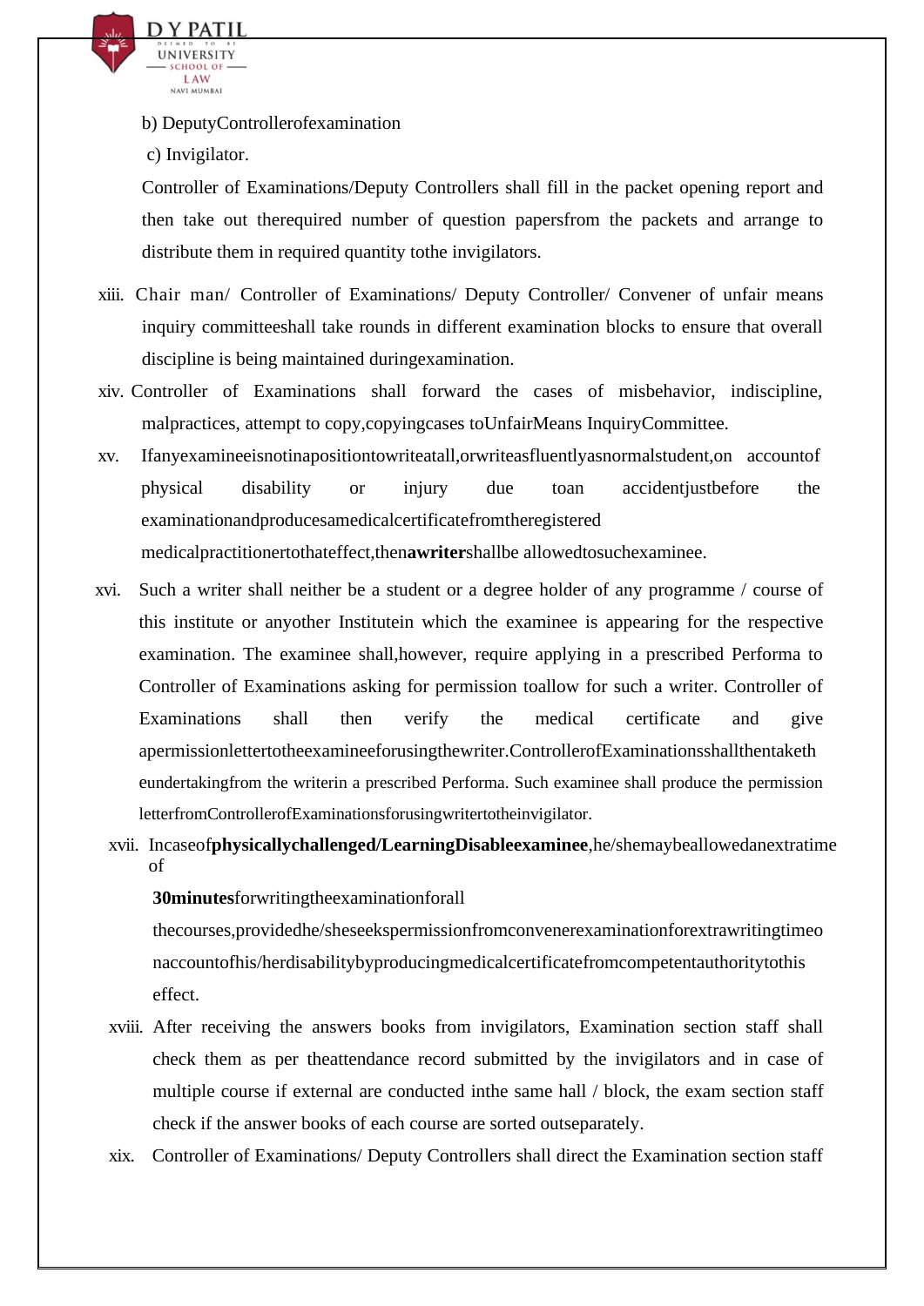b) DeputyControllerofexamination

c) Invigilator.

Controller of Examinations/Deputy Controllers shall fill in the packet opening report and then take out therequired number of question papersfrom the packets and arrange to distribute them in required quantity tothe invigilators.

xiii. Chair man/ Controller of Examinations/ Deputy Controller/ Convener of unfair means inquiry committeeshall take rounds in different examination blocks to ensure that overall discipline is being maintained duringexamination.

xiv. Controller of Examinations shall forward the cases of misbehavior, indiscipline, malpractices, attempt to copy,copyingcases toUnfairMeans InquiryCommittee.

xv. Ifanyexamineeisnotinapositiontowriteatall,orwriteasfluentlyasnormalstudent,on accountof physical disability or injury due toan accidentjustbefore the examinationandproducesamedicalcertificatefromtheregistered medicalpractitionertothateffect,then**awriter**shallbe allowedtosuchexaminee.

xvi. Such a writer shall neither be a student or a degree holder of any programme / course of this institute or anyother Institutein which the examinee is appearing for the respective examination. The examinee shall,however, require applying in a prescribed Performa to Controller of Examinations asking for permission toallow for such a writer. Controller of Examinations shall then verify the medical certificate and give apermissionlettertotheexamineeforusingthewriter.ControllerofExaminationsshallthentaketh eundertakingfrom the writerin a prescribed Performa. Such examinee shall produce the permission letterfromControllerofExaminationsforusingwritertotheinvigilator.

xvii. Incaseof**physicallychallenged/LearningDisableexaminee**,he/shemaybeallowedanextratime of **30minutes**forwritingtheexaminationforall thecourses,providedhe/sheseekspermissionfromconvenerexaminationforextrawritingtimeo naccountofhis/herdisabilitybyproducingmedicalcertificatefromcompetentauthoritytothis effect.

xviii. After receiving the answers books from invigilators, Examination section staff shall check them as per theattendance record submitted by the invigilators and in case of multiple course if external are conducted inthe same hall / block, the exam section staff check if the answer books of each course are sorted outseparately.

xix. Controller of Examinations/ Deputy Controllers shall direct the Examination section staff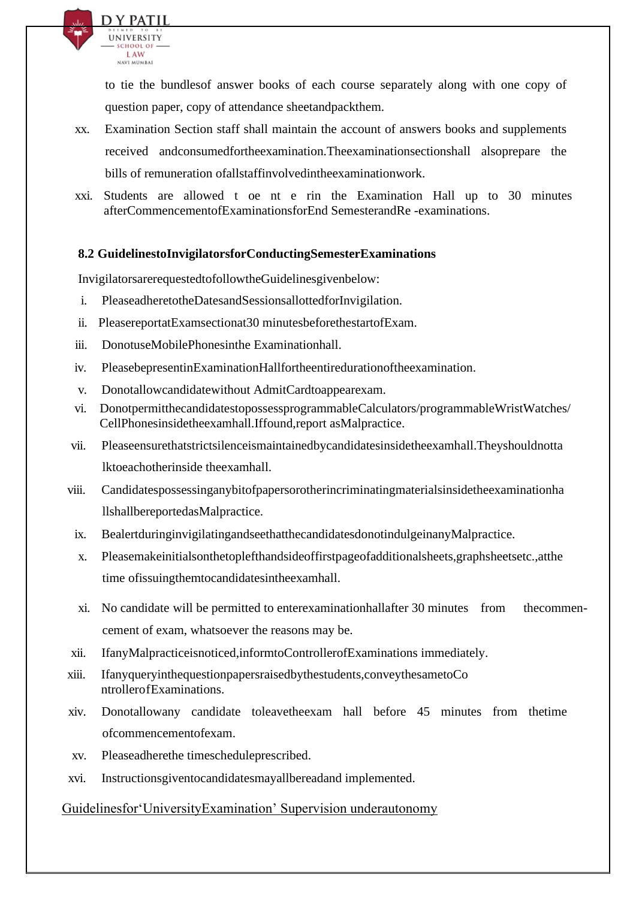to tie the bundlesof answer books of each course separately along with one copy of question paper, copy of attendance sheetandpackthem.

xx. Examination Section staff shall maintain the account of answers books and supplements received andconsumedfortheexamination.Theexaminationsectionshall alsoprepare the bills of remuneration ofallstaffinvolvedintheexaminationwork.

xxi. Students are allowed t oe nt e rin the Examination Hall up to 30 minutes afterCommencementofExaminationsforEnd SemesterandRe -examinations.

**8.2 GuidelinestoInvigilatorsforConductingSemesterExaminations**

InvigilatorsarerequestedtofollowtheGuidelinesgivenbelow:

i. PleaseadheretotheDatesandSessionsallottedforInvigilation.
ii. PleasereportatExamsectionat30 minutesbeforethestartofExam.
iii. DonotuseMobilePhonesinthe Examinationhall.
iv. PleasebepresentinExaminationHallfortheentiredurationoftheexamination.
v. Donotallowcandidatewithout AdmitCardtoappearexam.
vi. DonotpermitthecandidatestopossessprogrammableCalculators/programmableWristWatches/ CellPhonesinsidetheexamhall.Iffound,report asMalpractice.
vii. Pleaseensurethatstrictsilenceismaintainedbycandidatesinsidetheexamhall.Theyshouldnottalktoeachotherinside theexamhall.
viii. Candidatespossessinganybitofpapersorotherincriminatingmaterialsinsidetheexaminationhallshallbereportedas Malpractice.
ix. BealertduringinvigilatingandseethatthecandidatesdonotindulgeinanyMalpractice.
x. Pleasemakeinitialsonthetoplefthandsideoffirstpageofadditionalsheets,graphsheetsetc.,atthe time ofissuingthemtocandidatesintheexamhall.
xi. No candidate will be permitted to enterexaminationhallafter 30 minutes from thecommencement of exam, whatsoever the reasons may be.
xii. IfanyMalpracticeisnoticed,informtoControllerofExaminations immediately.
xiii. Ifanyqueryinthequestionpapersraisedbythestudents,conveythesametoControllerofExaminations.
xiv. Donotallowany candidate toleavetheexam hall before 45 minutes from thetime ofcommencementofexam.
xv. Pleaseadherethe timescheduleprescribed.
xvi. Instructionsgiventocandidatesmayallbereadand implemented.

<u>Guidelinesfor'UniversityExamination' Supervision underautonomy</u>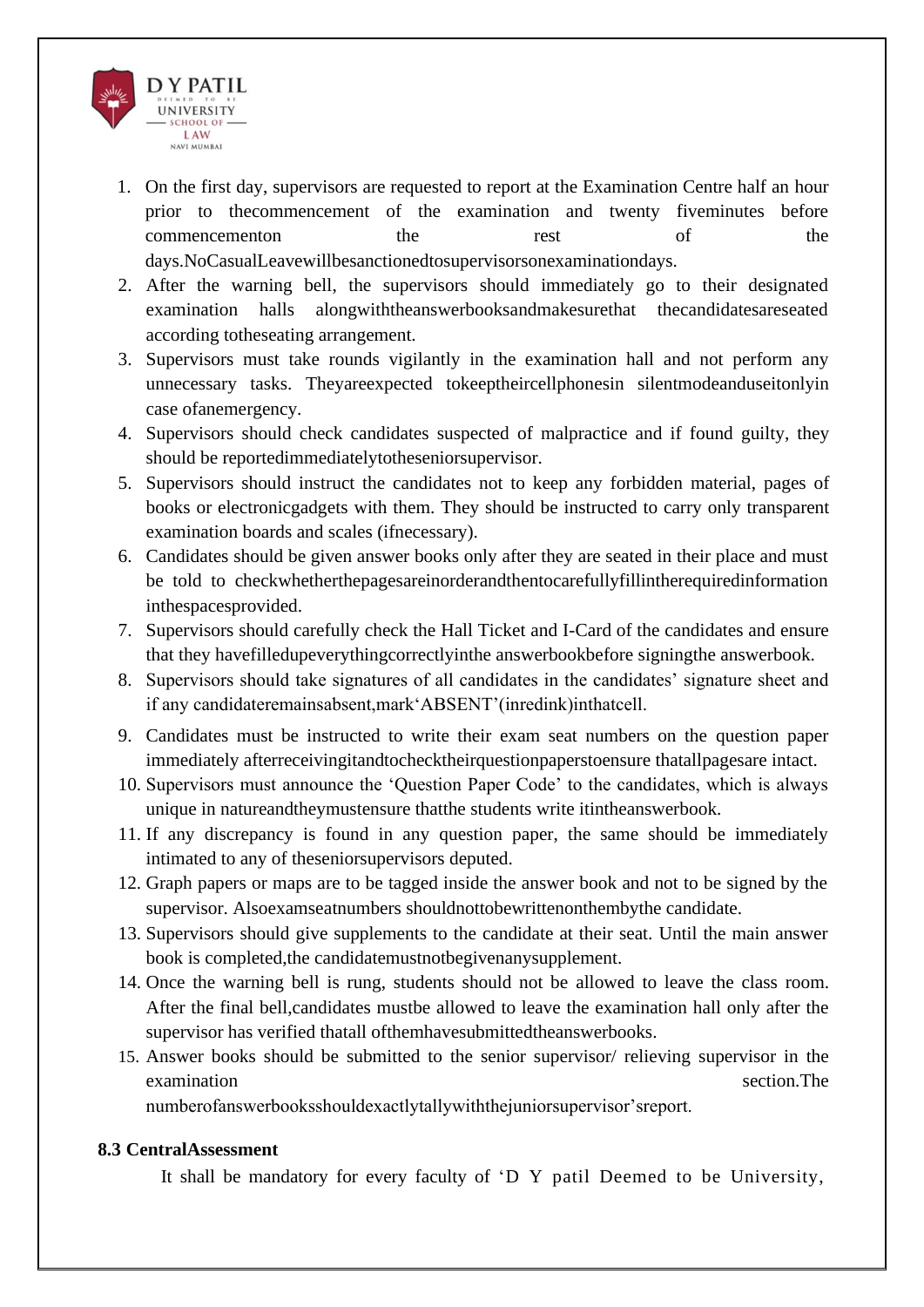1. On the first day, supervisors are requested to report at the Examination Centre half an hour prior to thecommencement of the examination and twenty fiveminutes before commencementon the rest of the days.NoCasualLeavewillbesanctionedtosupervisorsonexaminationdays.
2. After the warning bell, the supervisors should immediately go to their designated examination halls alongwiththeanswerbooksandmakesurethat thecandidatesareseated according totheseating arrangement.
3. Supervisors must take rounds vigilantly in the examination hall and not perform any unnecessary tasks. Theyareexpected tokeeptheircellphonesin silentmodeanduseitonlyin case ofanemergency.
4. Supervisors should check candidates suspected of malpractice and if found guilty, they should be reportedimmediatelytotheseniorsupervisor.
5. Supervisors should instruct the candidates not to keep any forbidden material, pages of books or electronicgadgets with them. They should be instructed to carry only transparent examination boards and scales (ifnecessary).
6. Candidates should be given answer books only after they are seated in their place and must be told to checkwhetherthepagesareinorderandthentocarefullyfillintherequiredinformation inthespacesprovided.
7. Supervisors should carefully check the Hall Ticket and I-Card of the candidates and ensure that they havefilledupeverythingcorrectlyinthe answerbookbefore signingthe answerbook.
8. Supervisors should take signatures of all candidates in the candidates' signature sheet and if any candidateremainsabsent,mark'ABSENT'(inredink)inthatcell.
9. Candidates must be instructed to write their exam seat numbers on the question paper immediately afterreceivingitandtochecktheirquestionpaperstoensure thatallpagesare intact.
10. Supervisors must announce the 'Question Paper Code' to the candidates, which is always unique in natureandtheymustensure thatthe students write itintheanswerbook.
11. If any discrepancy is found in any question paper, the same should be immediately intimated to any of theseniorsupervisors deputed.
12. Graph papers or maps are to be tagged inside the answer book and not to be signed by the supervisor. Alsoexamseatnumbers shouldnottobewrittenonthembythe candidate.
13. Supervisors should give supplements to the candidate at their seat. Until the main answer book is completed,the candidatemustnotbegivenanysupplement.
14. Once the warning bell is rung, students should not be allowed to leave the class room. After the final bell,candidates mustbe allowed to leave the examination hall only after the supervisor has verified thatall ofthemhavesubmittedtheanswerbooks.
15. Answer books should be submitted to the senior supervisor/ relieving supervisor in the examination section.The numberofanswerbooksshouldexactlytallywiththejuniorsupervisor'sreport.

**8.3 CentralAssessment**

It shall be mandatory for every faculty of 'D Y patil Deemed to be University,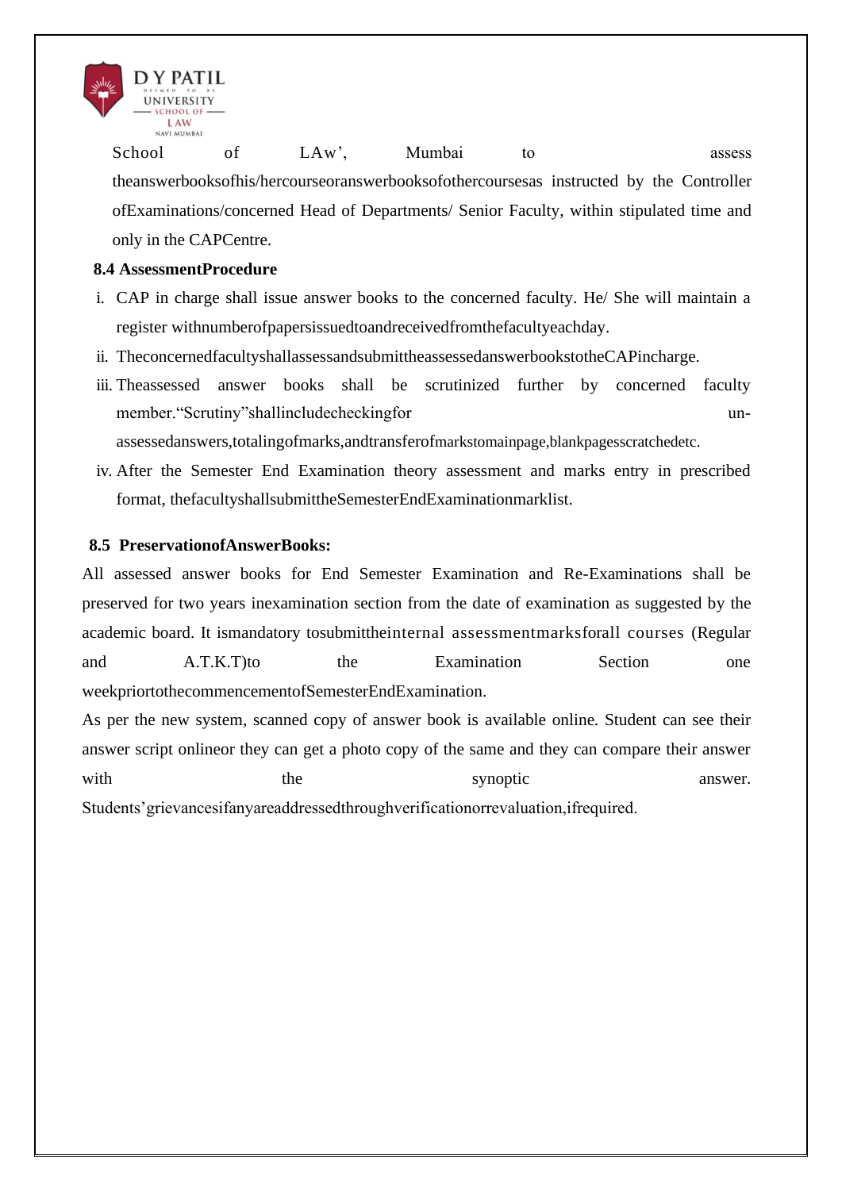School of LAw', Mumbai to assess theanswerbooksofhis/hercourseoranswerbooksofothercoursesas instructed by the Controller ofExaminations/concerned Head of Departments/ Senior Faculty, within stipulated time and only in the CAPCentre.

**8.4 AssessmentProcedure**

i. CAP in charge shall issue answer books to the concerned faculty. He/ She will maintain a register withnumberofpapersissuedtoandreceivedfromthefacultyeachday.
ii. TheconcernedfacultyshallassessandsubmittheassessedanswerbookstotheCAPincharge.
iii. Theassessed answer books shall be scrutinized further by concerned faculty member."Scrutiny"shallincludecheckingfor un-assessedanswers,totalingofmarks,andtransferofmarkstomainpage,blankpagesscratchedetc.
iv. After the Semester End Examination theory assessment and marks entry in prescribed format, thefacultyshallsubmittheSemesterEndExaminationmarklist.

**8.5 PreservationofAnswerBooks:**

All assessed answer books for End Semester Examination and Re-Examinations shall be preserved for two years inexamination section from the date of examination as suggested by the academic board. It ismandatory tosubmittheinternal assessmentmarksforall courses (Regular and A.T.K.T)to the Examination Section one weekpriortothecommencementofSemesterEndExamination.

As per the new system, scanned copy of answer book is available online. Student can see their answer script onlineor they can get a photo copy of the same and they can compare their answer with the synoptic answer. Students'grievancesifanyareaddressedthroughverificationorrevaluation,ifrequired.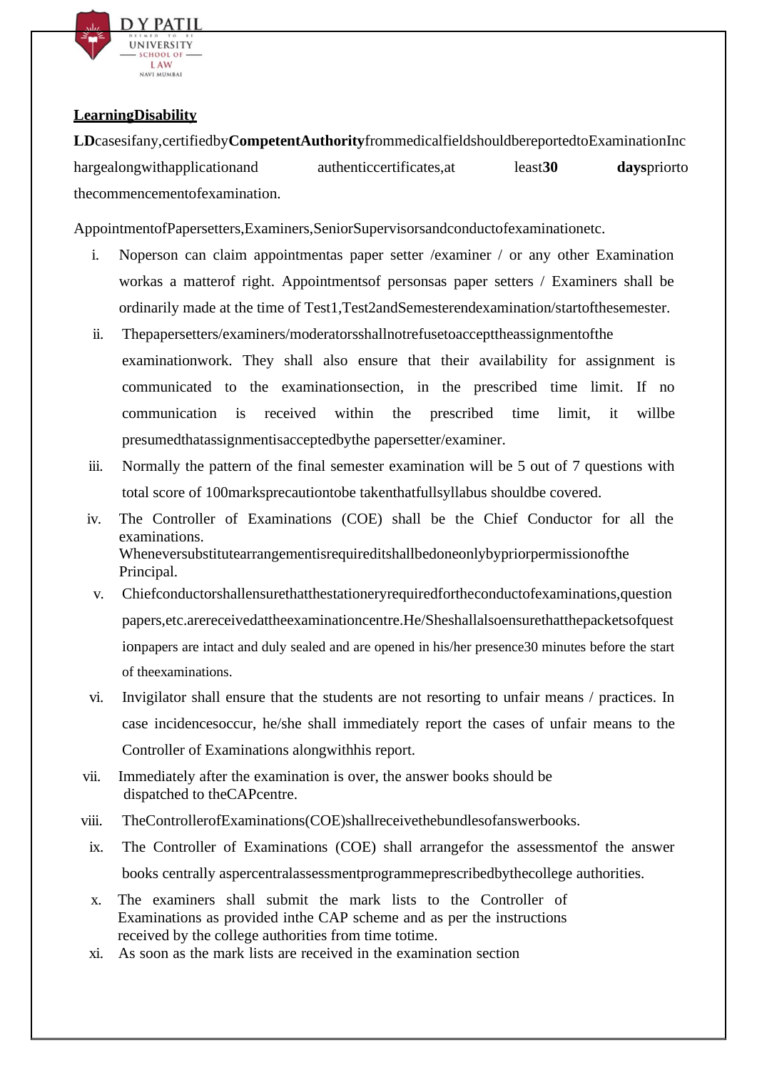**LearningDisability**

**LD**casesifany,certifiedby**CompetentAuthority**frommedicalfieldshouldbereportedtoExaminationInchargealongwithapplicationand authenticcertificates,at least**30** **days**priorto thecommencementofexamination.

AppointmentofPapersetters,Examiners,SeniorSupervisorsandconductofexaminationetc.

i. Noperson can claim appointmentas paper setter /examiner / or any other Examination workas a matterof right. Appointmentsof personsas paper setters / Examiners shall be ordinarily made at the time of Test1,Test2andSemesterendexamination/startofthesemester.

ii. Thepapersetters/examiners/moderatorsshallnotrefusetoaccepttheassignmentofthe examinationwork. They shall also ensure that their availability for assignment is communicated to the examinationsection, in the prescribed time limit. If no communication is received within the prescribed time limit, it willbe presumedthatassignmentisacceptedbythe papersetter/examiner.

iii. Normally the pattern of the final semester examination will be 5 out of 7 questions with total score of 100marksprecautiontobe takenthatfullsyllabus shouldbe covered.

iv. The Controller of Examinations (COE) shall be the Chief Conductor for all the examinations. Wheneversubstitutearrangementisrequireditshallbedoneonlybypriorpermissionofthe Principal.

v. Chiefconductorshallensurethatthestationeryrequiredfortheconductofexaminations,question papers,etc.arereceivedattheexaminationcentre.He/Sheshallalsoensurethatthepacketsofquestionpapers are intact and duly sealed and are opened in his/her presence30 minutes before the start of theexaminations.

vi. Invigilator shall ensure that the students are not resorting to unfair means / practices. In case incidencesoccur, he/she shall immediately report the cases of unfair means to the Controller of Examinations alongwithhis report.

vii. Immediately after the examination is over, the answer books should be dispatched to theCAPcentre.

viii. TheControllerofExaminations(COE)shallreceivethebundlesofanswerbooks.

ix. The Controller of Examinations (COE) shall arrangefor the assessmentof the answer books centrally aspercentralassessmentprogrammeprescribedbythecollege authorities.

x. The examiners shall submit the mark lists to the Controller of Examinations as provided inthe CAP scheme and as per the instructions received by the college authorities from time totime.

xi. As soon as the mark lists are received in the examination section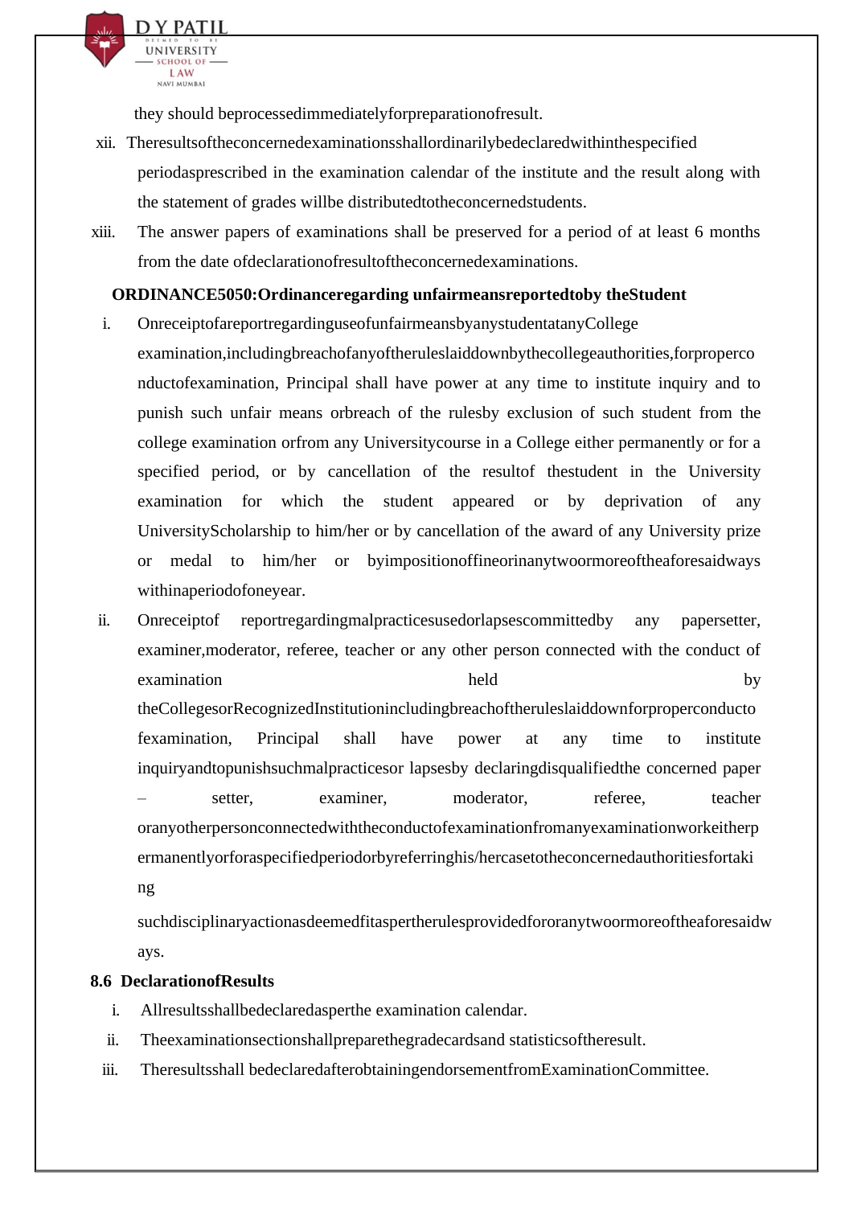they should beprocessedimmediatelyforpreparationofresult.

xii. Theresultsoftheconcernedexaminationsshallordinarilybedeclaredwithinthespecified periodasprescribed in the examination calendar of the institute and the result along with the statement of grades willbe distributedtotheconcernedstudents.

xiii. The answer papers of examinations shall be preserved for a period of at least 6 months from the date ofdeclarationofresultoftheconcernedexaminations.

**ORDINANCE5050:Ordinanceregarding unfairmeansreportedtoby theStudent**

i. Onreceiptofareportregardinguseofunfairmeansbyanystudentatany College examination,includingbreachofanyoftheruleslaiddownbythecollegeauthorities,forproperconductofexamination, Principal shall have power at any time to institute inquiry and to punish such unfair means orbreach of the rulesby exclusion of such student from the college examination orfrom any Universitycourse in a College either permanently or for a specified period, or by cancellation of the resultof thestudent in the University examination for which the student appeared or by deprivation of any UniversityScholarship to him/her or by cancellation of the award of any University prize or medal to him/her or byimpositionoffineorinanytwoormoreoftheaforesaidways withinaperiodofoneyear.

ii. Onreceiptof reportregardingmalpracticesusedorlapsescommittedby any papersetter, examiner,moderator, referee, teacher or any other person connected with the conduct of examination held by theCollegesorRecognizedInstitutionincludingbreachoftheruleslaiddownforproperconductofexamination, Principal shall have power at any time to institute inquiryandtopunishsuchmalpracticesor lapsesby declaringdisqualifiedthe concerned paper – setter, examiner, moderator, referee, teacher oranyotherpersonconnectedwiththeconductofexaminationfromanyexaminationworkeitherpermanentlyorforaspecifiedperiodorbyreferringhis/hercasetotheconcernedauthoritiesfortaking suchdisciplinaryactionasdeemedfitaspertherulesprovidedfororanytwoormoreoftheaforesaidways.

**8.6 DeclarationofResults**

i. Allresultsshallbedeclaredasperthe examination calendar.

ii. Theexaminationsectionshallpreparethegradecardsand statisticsoftheresult.

iii. Theresultsshall bedeclaredafterobtainingendorsementfromExaminationCommittee.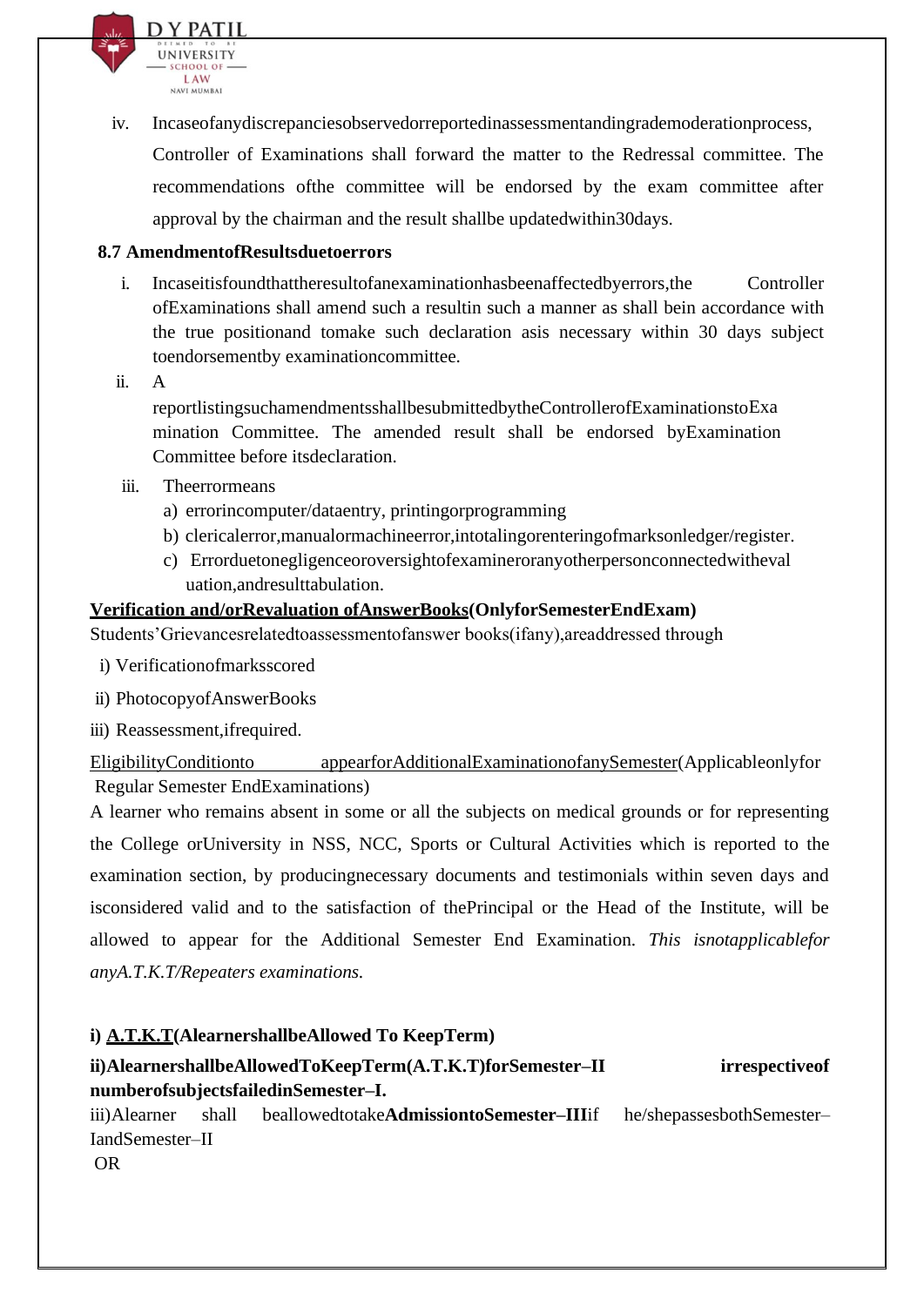iv. Incaseofanydiscrepanciesobservedorreportedinassessmentandgrademoderationprocess, Controller of Examinations shall forward the matter to the Redressal committee. The recommendations ofthe committee will be endorsed by the exam committee after approval by the chairman and the result shallbe updatedwithin30days.

**8.7 AmendmentofResultsduetoerrors**

i. Incaseitisfoundthattheresultofanexaminationhasbeenaffectedbyerrors,the Controller ofExaminations shall amend such a resultin such a manner as shall bein accordance with the true positionand tomake such declaration asis necessary within 30 days subject toendorsementby examinationcommittee.

ii. A reportlistingsuchamendmentsshallbesubmittedbytheControllerofExaminationstoExamination Committee. The amended result shall be endorsed byExamination Committee before itsdeclaration.

iii. Theerrormeans
   a) errorincomputer/dataentry, printingorprogramming
   b) clericalerror,manualormachineerror,intotalingorenteringofmarksonledger/register.
   c) Errorduetonegligenceoroversightofexamineroranyotherpersonconnectedwithevaluation,andresulttabulation.

**<u>Verification and/orRevaluation ofAnswerBooks</u>(OnlyforSemesterEndExam)**

Students'Grievancesrelatedtoassessmentofanswer books(ifany),areaddressed through

i) Verificationofmarksscored

ii) PhotocopyofAnswerBooks

iii) Reassessment,ifrequired.

<u>EligibilityConditionto appearforAdditionalExaminationofanySemester</u>(Applicableonlyfor Regular Semester EndExaminations)

A learner who remains absent in some or all the subjects on medical grounds or for representing the College orUniversity in NSS, NCC, Sports or Cultural Activities which is reported to the examination section, by producingnecessary documents and testimonials within seven days and isconsidered valid and to the satisfaction of thePrincipal or the Head of the Institute, will be allowed to appear for the Additional Semester End Examination. *This isnotapplicablefor anyA.T.K.T/Repeaters examinations.*

**i) <u>A.T.K.T</u>(AlearnershallbeAllowed To KeepTerm)**

**ii)AlearnershallbeAllowedToKeepTerm(A.T.K.T)forSemester–II irrespectiveof numberofsubjectsfailedinSemester–I.**

iii)Alearner shall beallowedtotake**AdmissiontoSemester–III**if he/shepassesbothSemester–IandSemester–II

OR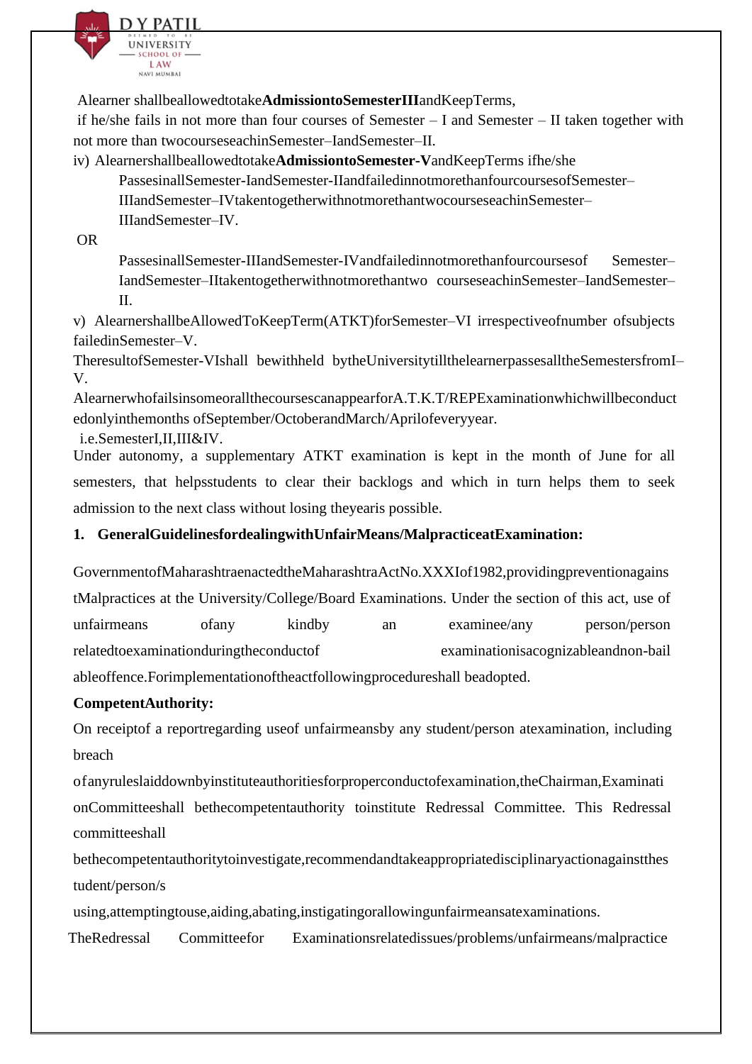Alearner shallbeallowedtotake**AdmissiontoSemesterIII**andKeepTerms,

if he/she fails in not more than four courses of Semester – I and Semester – II taken together with not more than twocourseseachinSemester–IandSemester–II.

iv) Alearnershallbeallowedtotake**AdmissiontoSemester-V**andKeepTerms ifhe/she

PassesinallSemester-IandSemester-IIandfailedinnotmorethanfourcoursesofSemester–IIIandSemester–IVtakentogetherwithnotmorethantwocourseseachinSemester–IIIandSemester–IV.

OR

PassesinallSemester-IIIandSemester-IVandfailedinnotmorethanfourcoursesof Semester–IandSemester–IItakentogetherwithnotmorethantwo courseseachinSemester–IandSemester–II.

v) AlearnershallbeAllowedToKeepTerm(ATKT)forSemester–VI irrespectiveofnumber ofsubjects failedinSemester–V.

TheresultofSemester-VIshall bewithheld bytheUniversitytillthelearnerpassesalltheSemestersfromI–V.

AlearnerwhofailsinsomeorallthecoursescanappearforA.T.K.T/REPExaminationwhichwillbeconductedonlyinthemonths ofSeptember/OctoberandMarch/Aprilofeveryyear.

i.e.SemesterI,II,III&IV.

Under autonomy, a supplementary ATKT examination is kept in the month of June for all semesters, that helpsstudents to clear their backlogs and which in turn helps them to seek admission to the next class without losing theyearis possible.

1. **GeneralGuidelinesfordealingwithUnfairMeans/MalpracticeatExamination:**

GovernmentofMaharashtraenactedtheMaharashtraActNo.XXXIof1982,providingpreventionagainstMalpractices at the University/College/Board Examinations. Under the section of this act, use of unfairmeans ofany kindby an examinee/any person/person relatedtoexaminationduringtheconductof examinationisacognizableandnon-bailableoffence.Forimplementationoftheactfollowingprocedureshall beadopted.

**CompetentAuthority:**

On receiptof a reportregarding useof unfairmeansby any student/person atexamination, including breach ofanyruleslaiddownbyinstituteauthoritiesforproperconductofexamination,theChairman,ExaminationCommitteeshall bethecompetentauthority toinstitute Redressal Committee. This Redressal committeeshall bethecompetentauthoritytoinvestigate,recommendandtakeappropriatedisciplinaryactionagainstthestudent/person/s using,attemptingtouse,aiding,abating,instigatingorallowingunfairmeansatexaminations.

TheRedressal Committeefor Examinationsrelatedissues/problems/unfairmeans/malpractice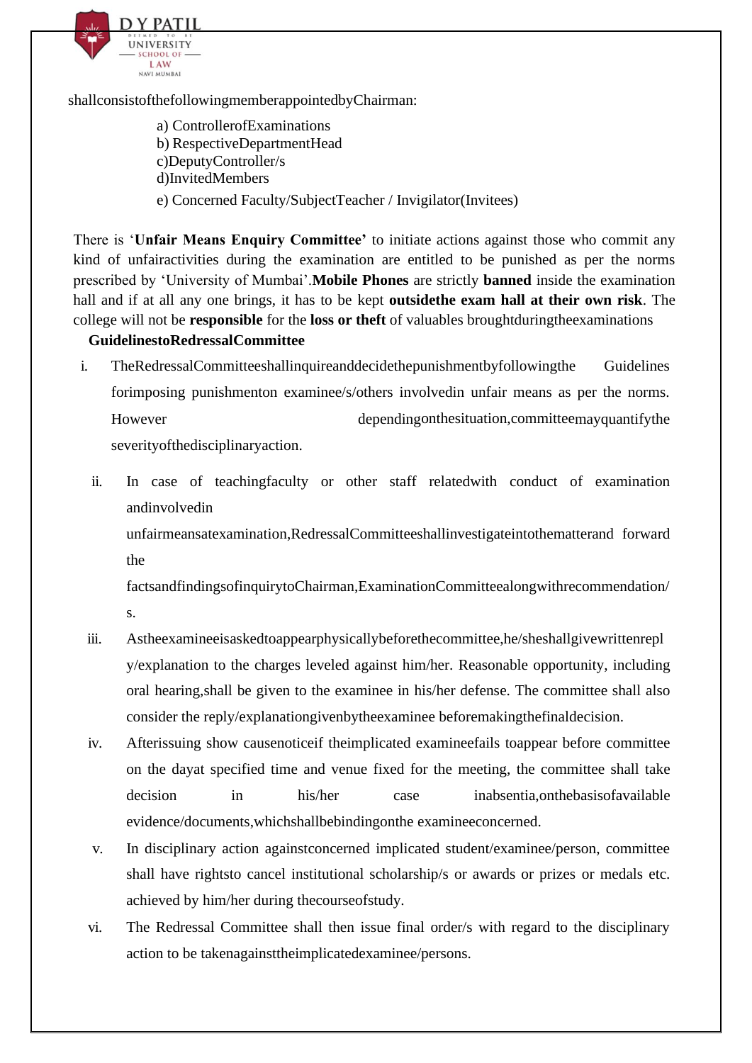shallconsistofthefollowingmemberappointedbyChairman:

a) ControllerofExaminations
b) RespectiveDepartmentHead
c)DeputyController/s
d)InvitedMembers
e) Concerned Faculty/SubjectTeacher / Invigilator(Invitees)

There is '**Unfair Means Enquiry Committee'** to initiate actions against those who commit any kind of unfairactivities during the examination are entitled to be punished as per the norms prescribed by 'University of Mumbai'.**Mobile Phones** are strictly **banned** inside the examination hall and if at all any one brings, it has to be kept **outsidethe exam hall at their own risk**. The college will not be **responsible** for the **loss or theft** of valuables broughtduringtheexaminations

**GuidelinestoRedressalCommittee**

i. TheRedressalCommitteeshallinquireanddecidethepunishmentbyfollowingthe Guidelines forimposing punishmenton examinee/s/others involvedin unfair means as per the norms. However dependingonthesituation,committeemayquantifythe severityofthedisciplinaryaction.

ii. In case of teachingfaculty or other staff relatedwith conduct of examination andinvolvedin unfairmeansatexamination,RedressalCommitteeshallinvestigateintothematterand forward the factsandfindingsofinquirytoChairman,ExaminationCommitteealongwithrecommendation/s.

iii. Astheexamineeisaskedtoappearphysicallybeforethecommittee,he/sheshallgivewrittenreply/explanation to the charges leveled against him/her. Reasonable opportunity, including oral hearing,shall be given to the examinee in his/her defense. The committee shall also consider the reply/explanationgivenbytheexaminee beforemakingthefinaldecision.

iv. Afterissuing show causenoticeif theimplicated examineefails toappear before committee on the dayat specified time and venue fixed for the meeting, the committee shall take decision in his/her case inabsentia,onthebasisofavailable evidence/documents,whichshallbebindingonthe examineeconcerned.

v. In disciplinary action againstconcerned implicated student/examinee/person, committee shall have rightsto cancel institutional scholarship/s or awards or prizes or medals etc. achieved by him/her during thecourseofstudy.

vi. The Redressal Committee shall then issue final order/s with regard to the disciplinary action to be takenagainsttheimplicatedexaminee/persons.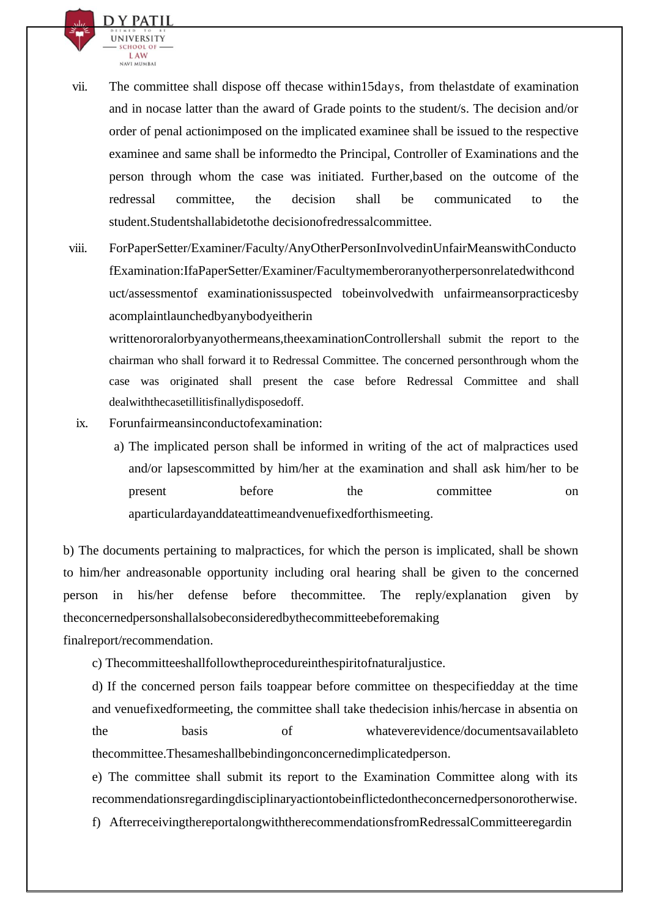vii. The committee shall dispose off thecase within15days, from thelastdate of examination and in nocase latter than the award of Grade points to the student/s. The decision and/or order of penal actionimposed on the implicated examinee shall be issued to the respective examinee and same shall be informedto the Principal, Controller of Examinations and the person through whom the case was initiated. Further,based on the outcome of the redressal committee, the decision shall be communicated to the student.Studentshallabidetothe decisionofredressalcommittee.

viii. ForPaperSetter/Examiner/Faculty/AnyOtherPersonInvolvedinUnfairMeanswithConductofExamination:IfaPaperSetter/Examiner/Facultymemberoranyotherpersonrelatedwithconduct/assessmentof examinationissuspected tobeinvolvedwith unfairmeansorpracticesby acomplaintlaunchedbyanybodyeitherin writtenororalorbyanyothermeans,theexaminationControllershall submit the report to the chairman who shall forward it to Redressal Committee. The concerned personthrough whom the case was originated shall present the case before Redressal Committee and shall dealwiththecasetillitisfinallydisposedoff.

ix. Forunfairmeansinconductofexamination:

a) The implicated person shall be informed in writing of the act of malpractices used and/or lapsescommitted by him/her at the examination and shall ask him/her to be present before the committee on aparticulardayanddateattimeandvenuefixedforthismeeting.

b) The documents pertaining to malpractices, for which the person is implicated, shall be shown to him/her andreasonable opportunity including oral hearing shall be given to the concerned person in his/her defense before thecommittee. The reply/explanation given by theconcernedpersonshallalsobeconsideredbythecommitteebeforemaking finalreport/recommendation.

c) Thecommitteeshallfollowtheprocedureinthespiritofnaturaljustice.

d) If the concerned person fails toappear before committee on thespecifiedday at the time and venuefixedformeeting, the committee shall take thedecision inhis/hercase in absentia on the basis of whateverevidence/documentsavailableto thecommittee.Thesameshallbebindingonconcernedimplicatedperson.

e) The committee shall submit its report to the Examination Committee along with its recommendationsregardingdisciplinaryactiontobeinflictedontheconcernedpersonorotherwise.

f) Afterreceivingthereportalongwiththerecommendationsfrom RedressalCommitteeregardin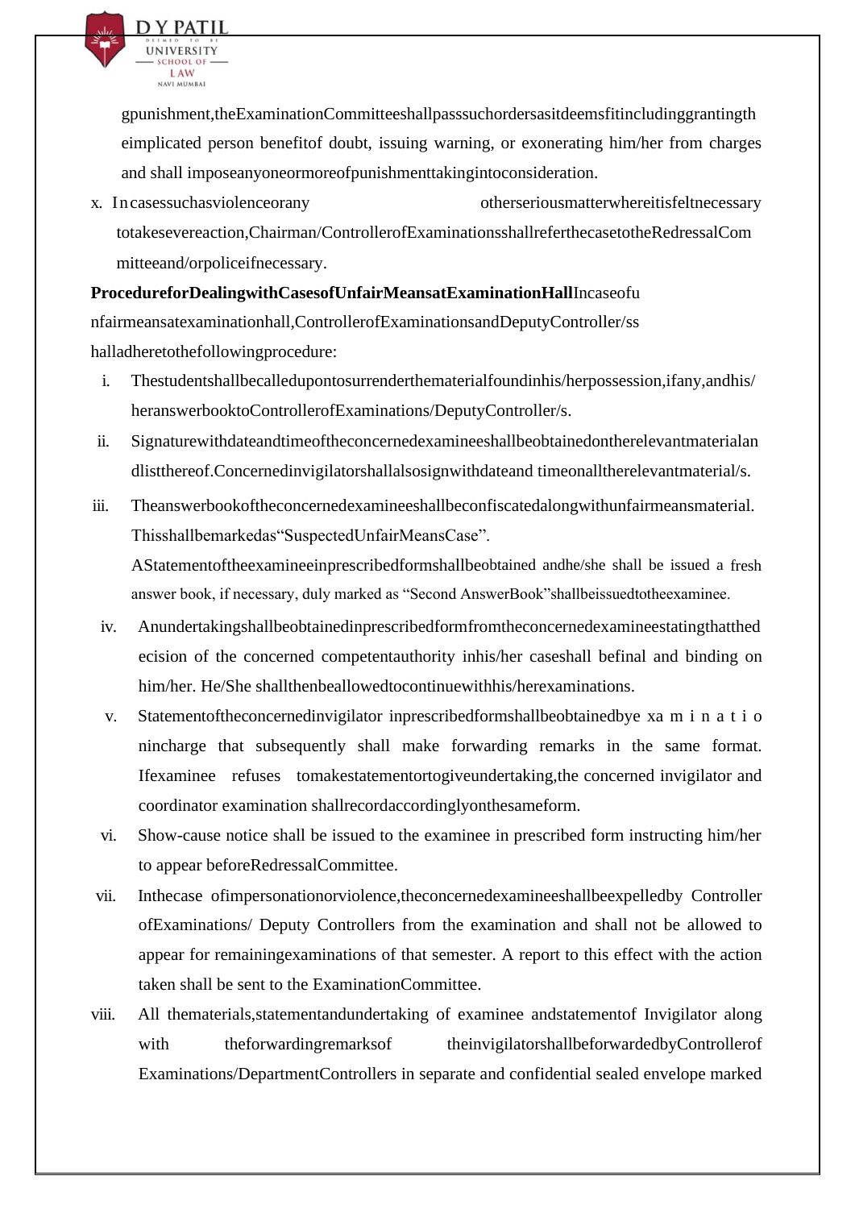gpunishment, the Examination Committee shall pass such orders as it deems fit including granting the implicated person benefit of doubt, issuing warning, or exonerating him/her from charges and shall impose any one or more of punishment taking into consideration.

x. In cases such as violence or any other serious matter where it is felt necessary to take severe action, Chairman/Controller of Examinations shall refer the case to the Redressal Committee and/or police if necessary.

**Procedure for Dealing with Cases of Unfair Means at Examination Hall** In case of unfair means at examination hall, Controller of Examinations and Deputy Controller/s shall adhere to the following procedure:

i. The student shall be called upon to surrender the material found in his/her possession, if any, and his/her answer book to Controller of Examinations/Deputy Controller/s.

ii. Signature with date and time of the concerned examinee shall be obtained on the relevant material and list thereof. Concerned invigilator shall also sign with date and time on all the relevant material/s.

iii. The answer book of the concerned examinee shall be confiscated along with unfair means material. This shall be marked as "Suspected Unfair Means Case".
A Statement of the examinee in prescribed form shall be obtained and he/she shall be issued a fresh answer book, if necessary, duly marked as "Second Answer Book" shall be issued to the examinee.

iv. An undertaking shall be obtained in prescribed form from the concerned examinee stating that the decision of the concerned competent authority in his/her case shall be final and binding on him/her. He/She shall then be allowed to continue with his/her examinations.

v. Statement of the concerned invigilator in prescribed form shall be obtained by examination incharge that subsequently shall make forwarding remarks in the same format. If examinee refuses to make statement or to give undertaking, the concerned invigilator and coordinator examination shall record accordingly on the same form.

vi. Show-cause notice shall be issued to the examinee in prescribed form instructing him/her to appear before Redressal Committee.

vii. In the case of impersonation or violence, the concerned examinee shall be expelled by Controller of Examinations/ Deputy Controllers from the examination and shall not be allowed to appear for remaining examinations of that semester. A report to this effect with the action taken shall be sent to the Examination Committee.

viii. All the materials, statement and undertaking of examinee and statement of Invigilator along with the forwarding remarks of the invigilator shall be forwarded by Controller of Examinations/Department Controllers in separate and confidential sealed envelope marked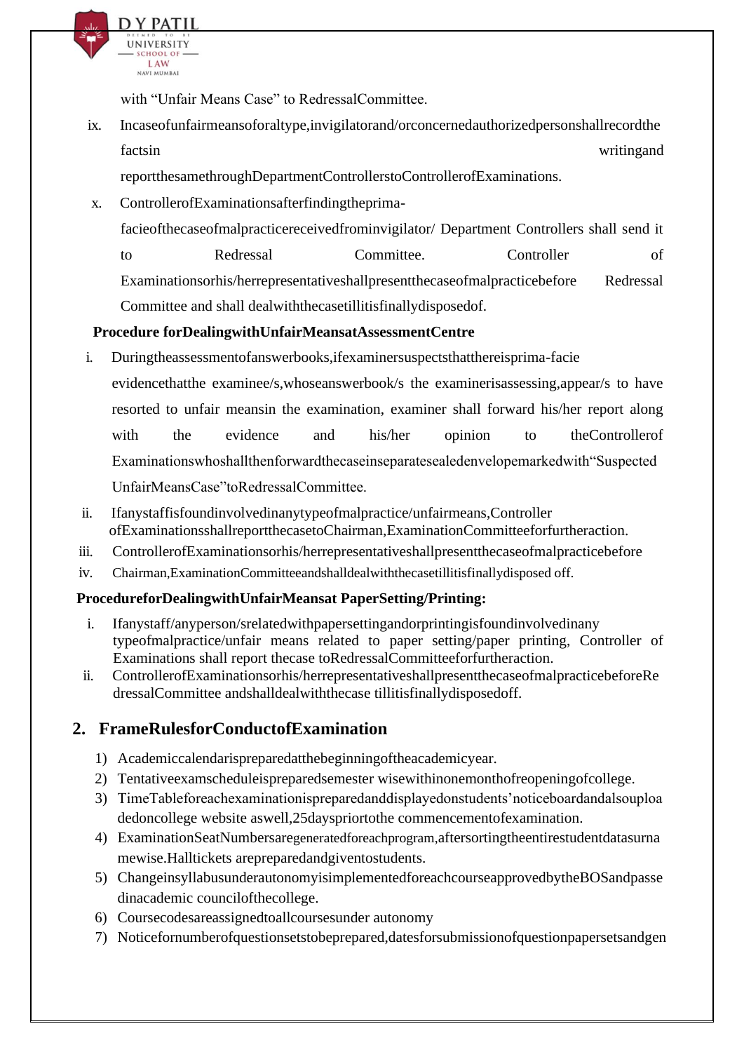with "Unfair Means Case" to RedressalCommittee.

ix. Incaseofunfairmeansoforaltype,invigilatorand/orconcernedauthorizedpersonshallrecordthe factsin writingand reportthesamethroughDepartmentControllerstoControllerofExaminations.

x. ControllerofExaminationsafterfindingtheprima-facieofthecaseofmalpracticereceivedfrominvigilator/ Department Controllers shall send it to Redressal Committee. Controller of Examinationsorhis/herrepresentativeshallpresentthecaseofmalpracticebefore Redressal Committee and shall dealwiththecasetillitisfinallydisposedof.

**Procedure forDealingwithUnfairMeansatAssessmentCentre**

i. Duringtheassessmentofanswerbooks,ifexaminersuspectsthatthereisprima-facie evidencethatthe examinee/s,whoseanswerbook/s the examinerisassessing,appear/s to have resorted to unfair meansin the examination, examiner shall forward his/her report along with the evidence and his/her opinion to theControllerof Examinationswhoshallthenforwardthecaseinseparatesealedenvelopemarkedwith"Suspected UnfairMeansCase"toRedressalCommittee.

ii. Ifanystaffisfoundinvolvedinanytypeofmalpractice/unfairmeans,Controller ofExaminationsshallreportthecasetoChairman,ExaminationCommitteeforfurtheraction.

iii. ControllerofExaminationsorhis/herrepresentativeshallpresentthecaseofmalpracticebefore

iv. Chairman,ExaminationCommitteeandshalldealwiththecasetillitisfinallydisposed off.

**ProcedureforDealingwithUnfairMeansat PaperSetting/Printing:**

i. Ifanystaff/anyperson/srelatedwithpapersettingandorprintingisfoundinvolvedinany typeofmalpractice/unfair means related to paper setting/paper printing, Controller of Examinations shall report thecase toRedressalCommitteeforfurtheraction.

ii. ControllerofExaminationsorhis/herrepresentativeshallpresentthecaseofmalpracticebeforeRedressalCommittee andshalldealwiththecase tillitisfinallydisposedoff.

## 2. FrameRulesforConductofExamination

1) Academiccalendarispreparedatthebeginningoftheacademicyear.
2) Tentativeexamscheduleispreparedsemester wisewithinonemonthofreopeningofcollege.
3) TimeTableforeachexaminationispreparedanddisplayedonstudents'noticeboardandalsouploadedoncollege website aswell,25dayspriortothe commencementofexamination.
4) ExaminationSeatNumbersaregeneratedforeachprogram,aftersortingtheentirestudentdatasurnamewise.Halltickets arepreparedandgiventostudents.
5) ChangeinsyllabusunderautonomyisimplementedforeachcourseapprovedbytheBOSandpassedinacademic councilofthecollege.
6) Coursecodesareassignedtoallcoursesunder autonomy
7) Noticefornumberofquestionsetstobeprepared,datesforsubmissionofquestionpapersetsandgen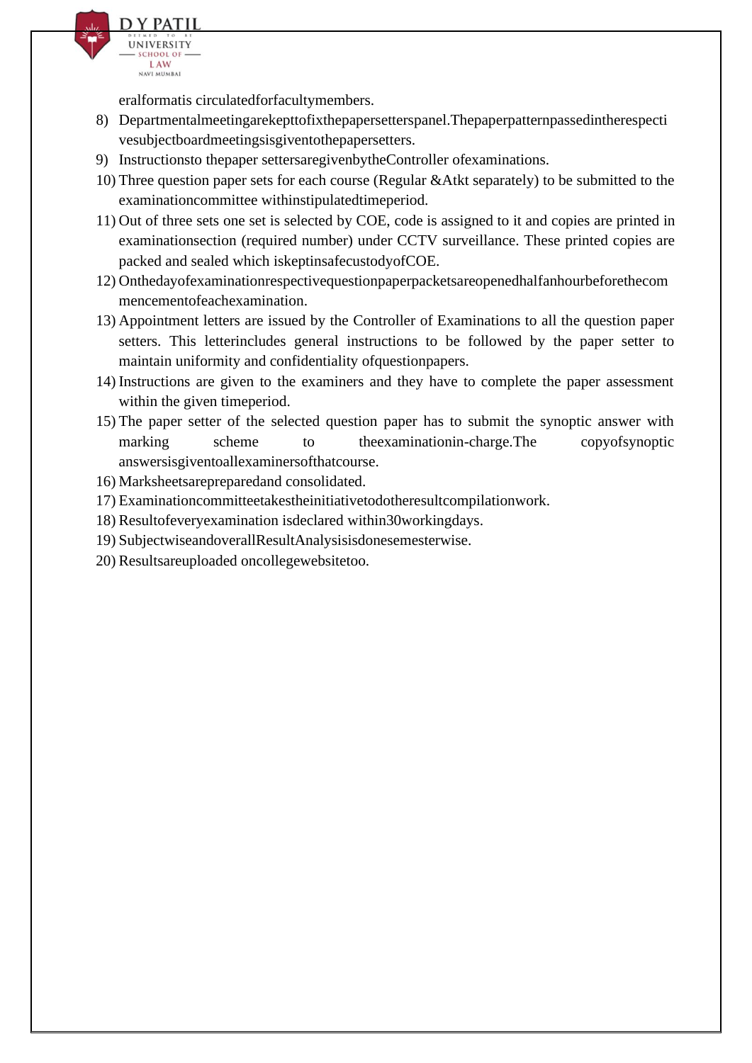eralformatis circulatedforfacultymembers.

8) Departmentalmeetingarekepttofixthepapersetterspanel.Thepaperpatternpassedintherespectivesubjectboardmeetingsisgiventothepapersetters.
9) Instructionsto thepaper settersaregivenbytheController ofexaminations.
10) Three question paper sets for each course (Regular &Atkt separately) to be submitted to the examinationcommittee withinstipulatedtimeperiod.
11) Out of three sets one set is selected by COE, code is assigned to it and copies are printed in examinationsection (required number) under CCTV surveillance. These printed copies are packed and sealed which iskeptinsafecustodyofCOE.
12) Onthedayofexaminationrespectivequestionpaperpacketsareopenedhalfanhourbeforethecommencementofeachexamination.
13) Appointment letters are issued by the Controller of Examinations to all the question paper setters. This letterincludes general instructions to be followed by the paper setter to maintain uniformity and confidentiality ofquestionpapers.
14) Instructions are given to the examiners and they have to complete the paper assessment within the given timeperiod.
15) The paper setter of the selected question paper has to submit the synoptic answer with marking scheme to theexaminationin-charge.The copyofsynoptic answersisgiventoallexaminersofthatcourse.
16) Marksheetsarepreparedand consolidated.
17) Examinationcommitteetakestheinitiativetodotheresultcompilationwork.
18) Resultofeveryexamination isdeclared within30workingdays.
19) SubjectwiseandoverallResultAnalysisisdonesemesterwise.
20) Resultsareuploaded oncollegewebsitetoo.